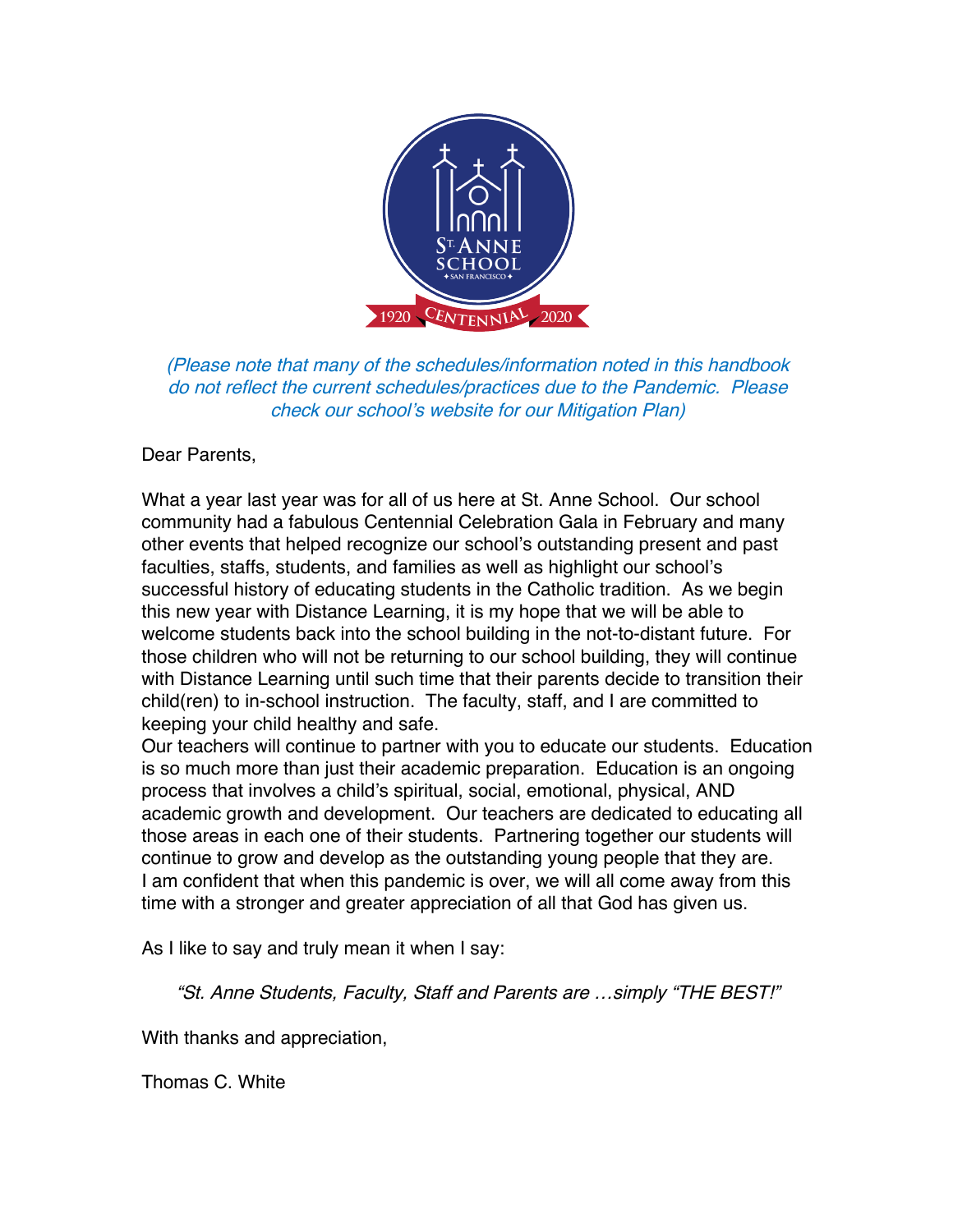*(Please note that many of the schedules/information noted in this handbook do not reflect the current schedules/practices due to the Pandemic. Please check our school's website for our Mitigation Plan)*

Dear Parents,

What a year last year was for all of us here at St. Anne School. Our school community had a fabulous Centennial Celebration Gala in February and many other events that helped recognize our school's outstanding present and past faculties, staffs, students, and families as well as highlight our school's successful history of educating students in the Catholic tradition. As we begin this new year with Distance Learning, it is my hope that we will be able to welcome students back into the school building in the not-to-distant future. For those children who will not be returning to our school building, they will continue with Distance Learning until such time that their parents decide to transition their child(ren) to in-school instruction. The faculty, staff, and I are committed to keeping your child healthy and safe.
Our teachers will continue to partner with you to educate our students. Education is so much more than just their academic preparation. Education is an ongoing process that involves a child's spiritual, social, emotional, physical, AND academic growth and development. Our teachers are dedicated to educating all those areas in each one of their students. Partnering together our students will continue to grow and develop as the outstanding young people that they are.
I am confident that when this pandemic is over, we will all come away from this time with a stronger and greater appreciation of all that God has given us.

As I like to say and truly mean it when I say:

*"St. Anne Students, Faculty, Staff and Parents are …simply "THE BEST!"*

With thanks and appreciation,

Thomas C. White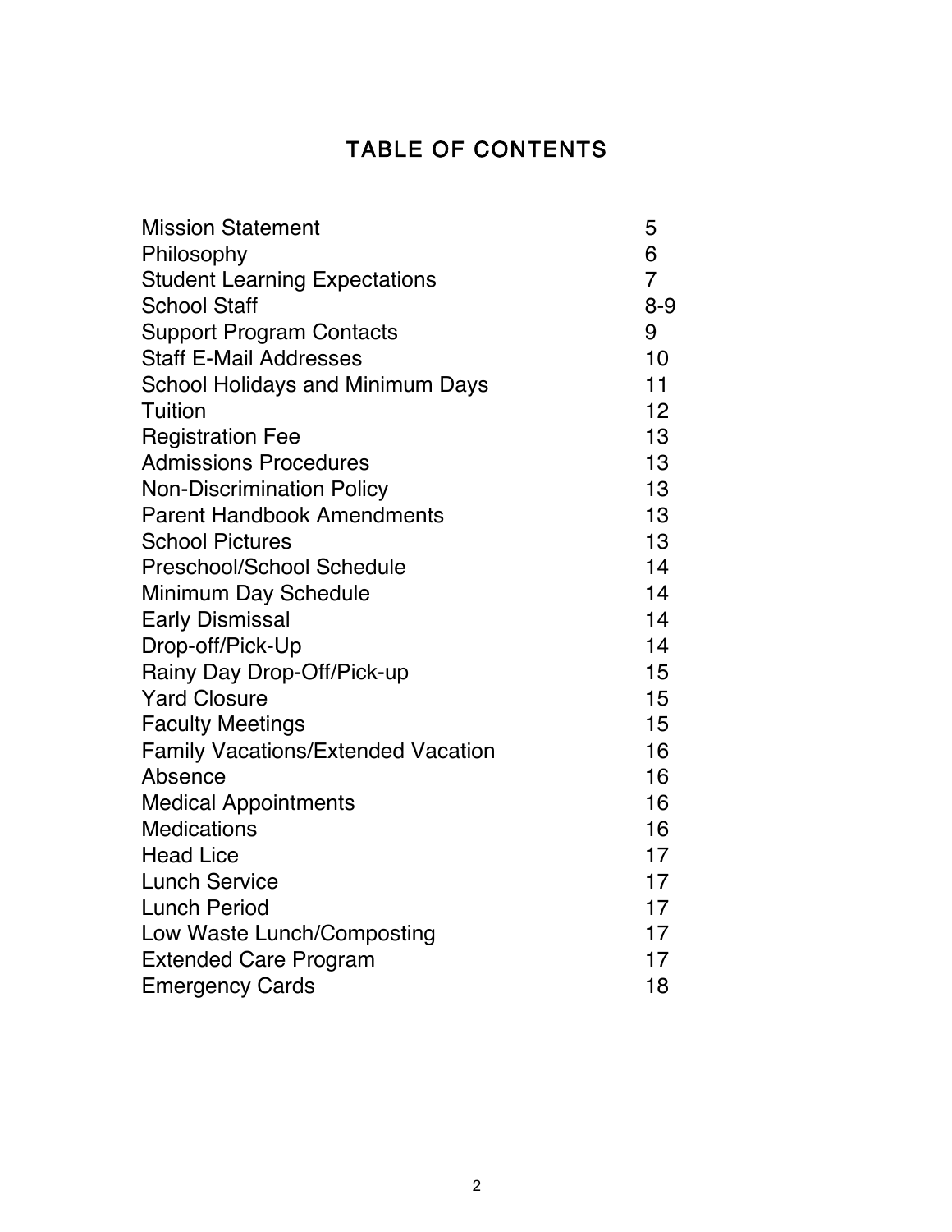# TABLE OF CONTENTS

| | |
|---|---|
| Mission Statement | 5 |
| Philosophy | 6 |
| Student Learning Expectations | 7 |
| School Staff | 8-9 |
| Support Program Contacts | 9 |
| Staff E-Mail Addresses | 10 |
| School Holidays and Minimum Days | 11 |
| Tuition | 12 |
| Registration Fee | 13 |
| Admissions Procedures | 13 |
| Non-Discrimination Policy | 13 |
| Parent Handbook Amendments | 13 |
| School Pictures | 13 |
| Preschool/School Schedule | 14 |
| Minimum Day Schedule | 14 |
| Early Dismissal | 14 |
| Drop-off/Pick-Up | 14 |
| Rainy Day Drop-Off/Pick-up | 15 |
| Yard Closure | 15 |
| Faculty Meetings | 15 |
| Family Vacations/Extended Vacation | 16 |
| Absence | 16 |
| Medical Appointments | 16 |
| Medications | 16 |
| Head Lice | 17 |
| Lunch Service | 17 |
| Lunch Period | 17 |
| Low Waste Lunch/Composting | 17 |
| Extended Care Program | 17 |
| Emergency Cards | 18 |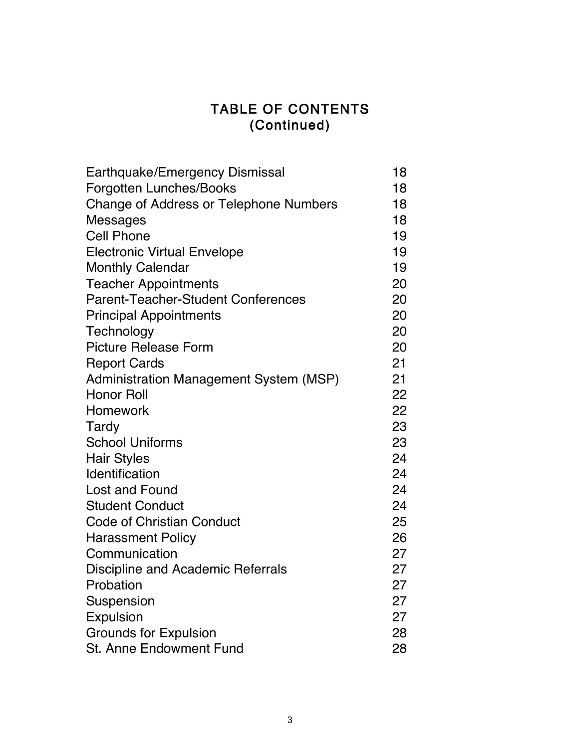# TABLE OF CONTENTS
## (Continued)

| | |
|---|---|
| Earthquake/Emergency Dismissal | 18 |
| Forgotten Lunches/Books | 18 |
| Change of Address or Telephone Numbers | 18 |
| Messages | 18 |
| Cell Phone | 19 |
| Electronic Virtual Envelope | 19 |
| Monthly Calendar | 19 |
| Teacher Appointments | 20 |
| Parent-Teacher-Student Conferences | 20 |
| Principal Appointments | 20 |
| Technology | 20 |
| Picture Release Form | 20 |
| Report Cards | 21 |
| Administration Management System (MSP) | 21 |
| Honor Roll | 22 |
| Homework | 22 |
| Tardy | 23 |
| School Uniforms | 23 |
| Hair Styles | 24 |
| Identification | 24 |
| Lost and Found | 24 |
| Student Conduct | 24 |
| Code of Christian Conduct | 25 |
| Harassment Policy | 26 |
| Communication | 27 |
| Discipline and Academic Referrals | 27 |
| Probation | 27 |
| Suspension | 27 |
| Expulsion | 27 |
| Grounds for Expulsion | 28 |
| St. Anne Endowment Fund | 28 |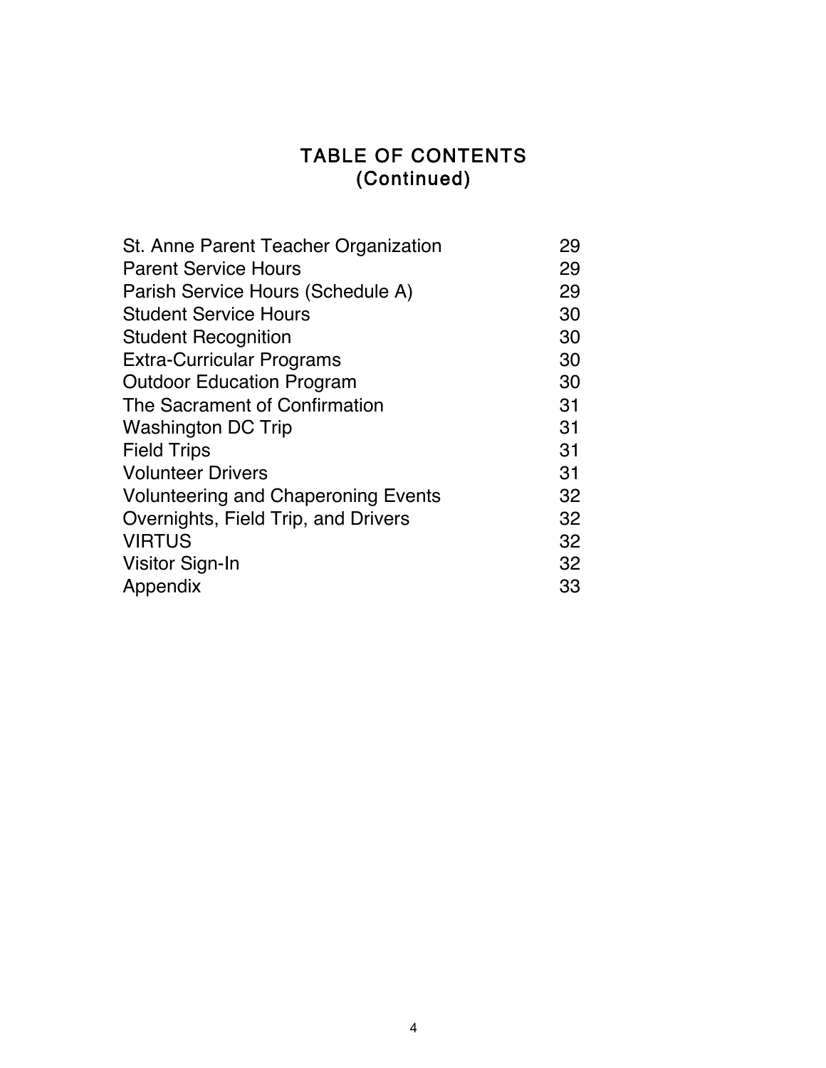# TABLE OF CONTENTS
# (Continued)

| | |
|---|---|
| St. Anne Parent Teacher Organization | 29 |
| Parent Service Hours | 29 |
| Parish Service Hours (Schedule A) | 29 |
| Student Service Hours | 30 |
| Student Recognition | 30 |
| Extra-Curricular Programs | 30 |
| Outdoor Education Program | 30 |
| The Sacrament of Confirmation | 31 |
| Washington DC Trip | 31 |
| Field Trips | 31 |
| Volunteer Drivers | 31 |
| Volunteering and Chaperoning Events | 32 |
| Overnights, Field Trip, and Drivers | 32 |
| VIRTUS | 32 |
| Visitor Sign-In | 32 |
| Appendix | 33 |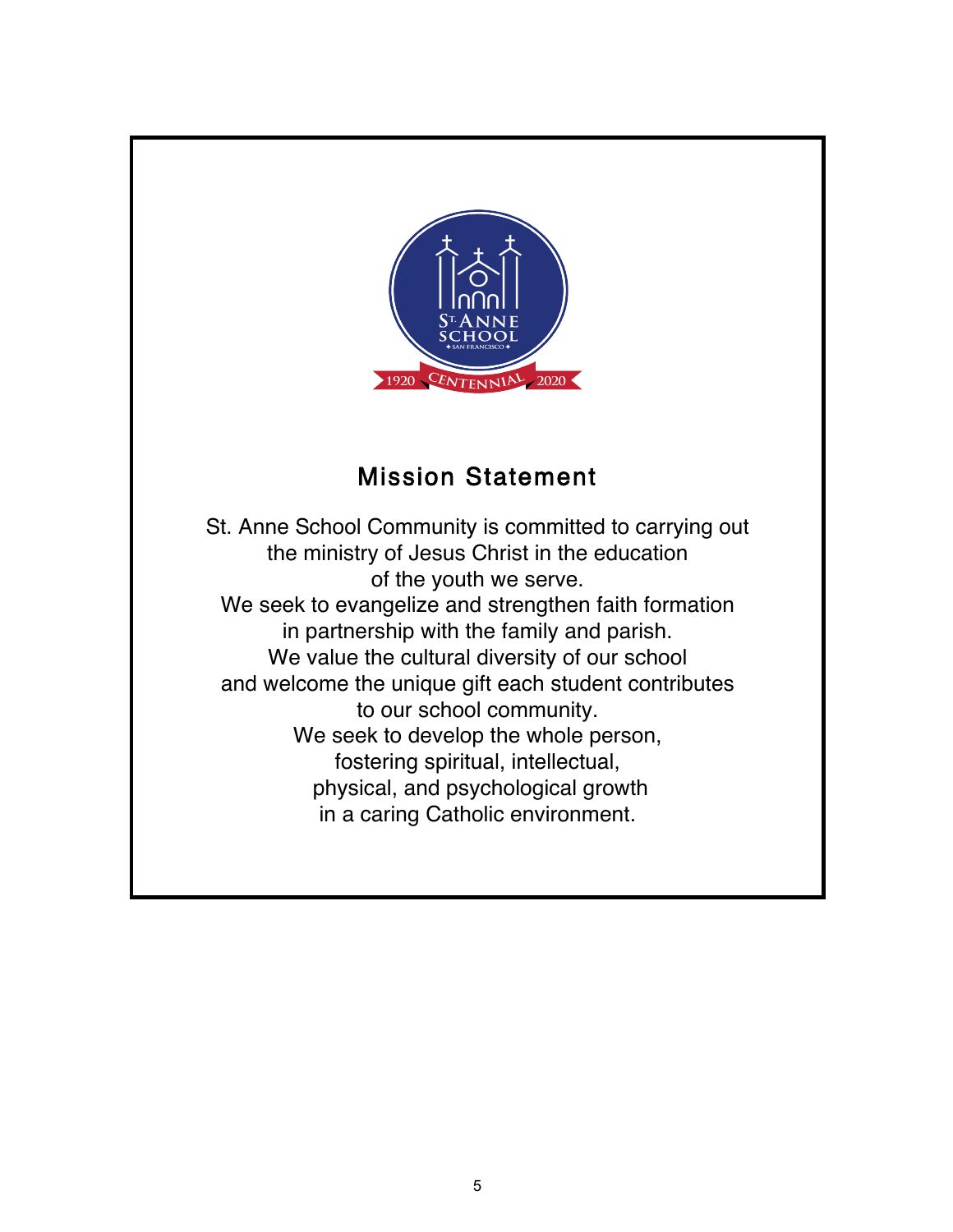## Mission Statement

St. Anne School Community is committed to carrying out the ministry of Jesus Christ in the education of the youth we serve.
We seek to evangelize and strengthen faith formation in partnership with the family and parish.
We value the cultural diversity of our school and welcome the unique gift each student contributes to our school community.
We seek to develop the whole person, fostering spiritual, intellectual, physical, and psychological growth in a caring Catholic environment.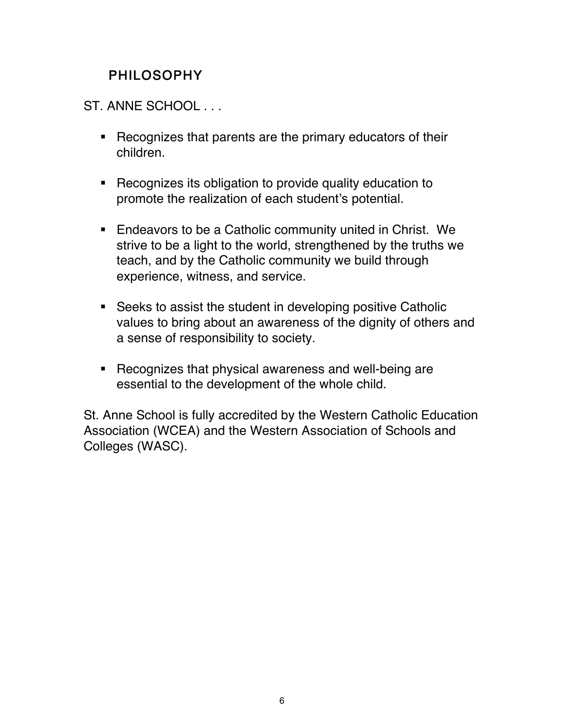## PHILOSOPHY

ST. ANNE SCHOOL . . .

- Recognizes that parents are the primary educators of their children.
- Recognizes its obligation to provide quality education to promote the realization of each student's potential.
- Endeavors to be a Catholic community united in Christ. We strive to be a light to the world, strengthened by the truths we teach, and by the Catholic community we build through experience, witness, and service.
- Seeks to assist the student in developing positive Catholic values to bring about an awareness of the dignity of others and a sense of responsibility to society.
- Recognizes that physical awareness and well-being are essential to the development of the whole child.

St. Anne School is fully accredited by the Western Catholic Education Association (WCEA) and the Western Association of Schools and Colleges (WASC).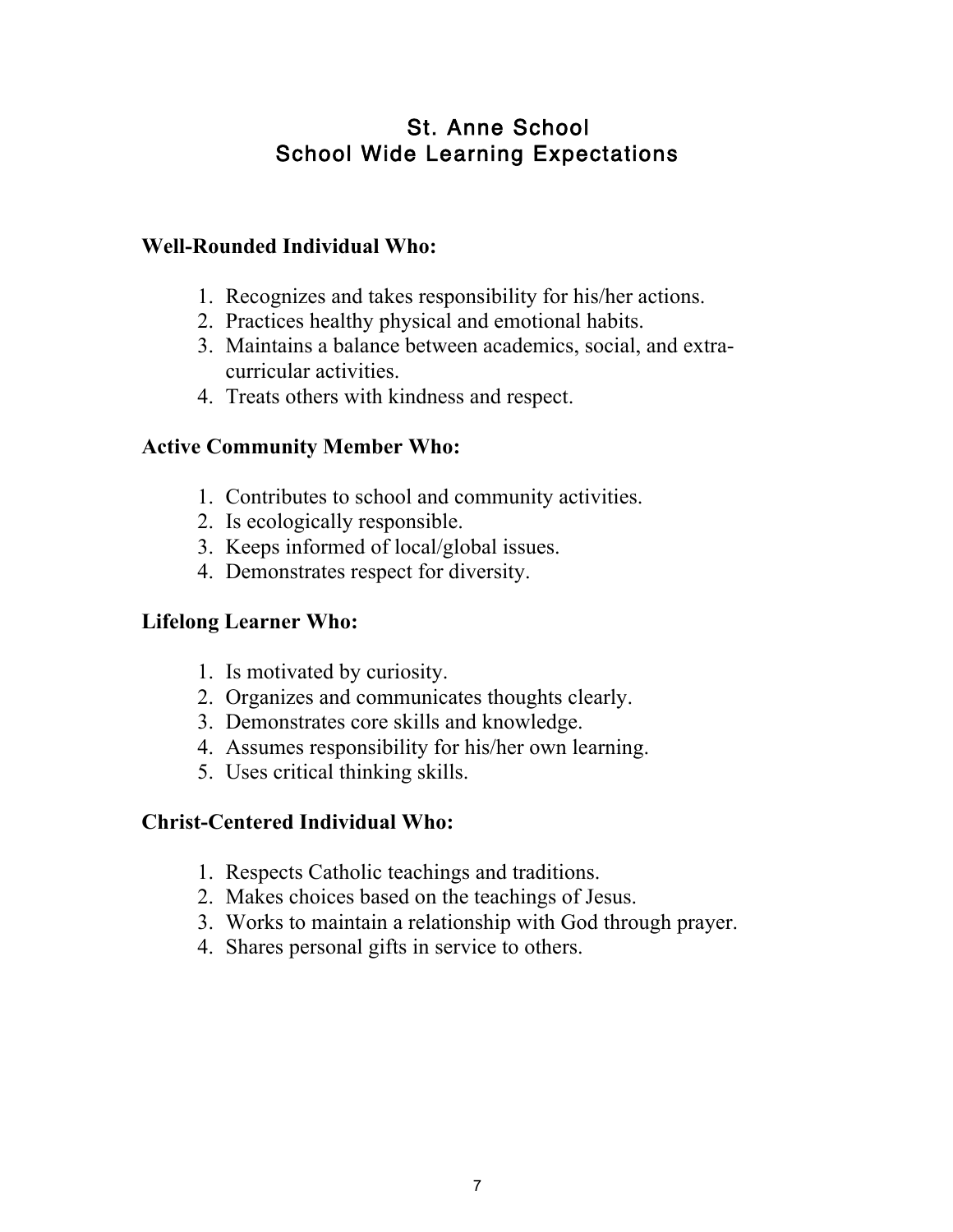# St. Anne School
# School Wide Learning Expectations

**Well-Rounded Individual Who:**

1. Recognizes and takes responsibility for his/her actions.
2. Practices healthy physical and emotional habits.
3. Maintains a balance between academics, social, and extra-curricular activities.
4. Treats others with kindness and respect.

**Active Community Member Who:**

1. Contributes to school and community activities.
2. Is ecologically responsible.
3. Keeps informed of local/global issues.
4. Demonstrates respect for diversity.

**Lifelong Learner Who:**

1. Is motivated by curiosity.
2. Organizes and communicates thoughts clearly.
3. Demonstrates core skills and knowledge.
4. Assumes responsibility for his/her own learning.
5. Uses critical thinking skills.

**Christ-Centered Individual Who:**

1. Respects Catholic teachings and traditions.
2. Makes choices based on the teachings of Jesus.
3. Works to maintain a relationship with God through prayer.
4. Shares personal gifts in service to others.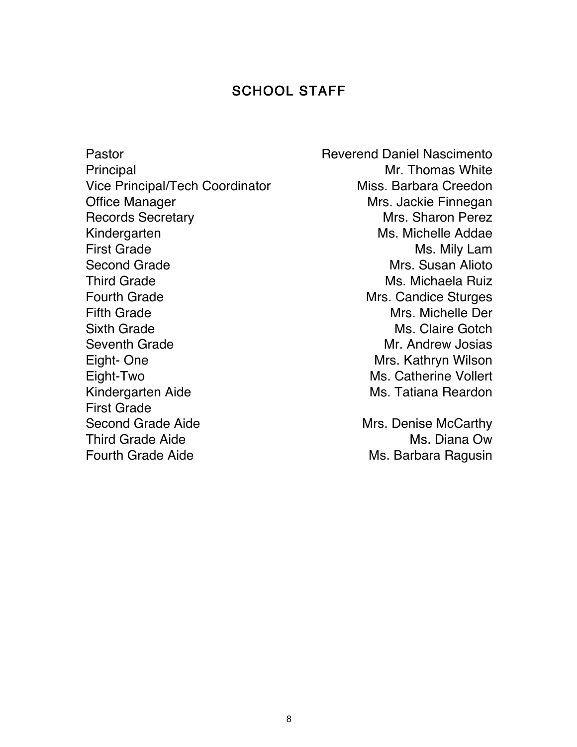## SCHOOL STAFF

| | |
|---|---|
| Pastor | Reverend Daniel Nascimento |
| Principal | Mr. Thomas White |
| Vice Principal/Tech Coordinator | Miss. Barbara Creedon |
| Office Manager | Mrs. Jackie Finnegan |
| Records Secretary | Mrs. Sharon Perez |
| Kindergarten | Ms. Michelle Addae |
| First Grade | Ms. Mily Lam |
| Second Grade | Mrs. Susan Alioto |
| Third Grade | Ms. Michaela Ruiz |
| Fourth Grade | Mrs. Candice Sturges |
| Fifth Grade | Mrs. Michelle Der |
| Sixth Grade | Ms. Claire Gotch |
| Seventh Grade | Mr. Andrew Josias |
| Eight- One | Mrs. Kathryn Wilson |
| Eight-Two | Ms. Catherine Vollert |
| Kindergarten Aide | Ms. Tatiana Reardon |
| First Grade | |
| Second Grade Aide | Mrs. Denise McCarthy |
| Third Grade Aide | Ms. Diana Ow |
| Fourth Grade Aide | Ms. Barbara Ragusin |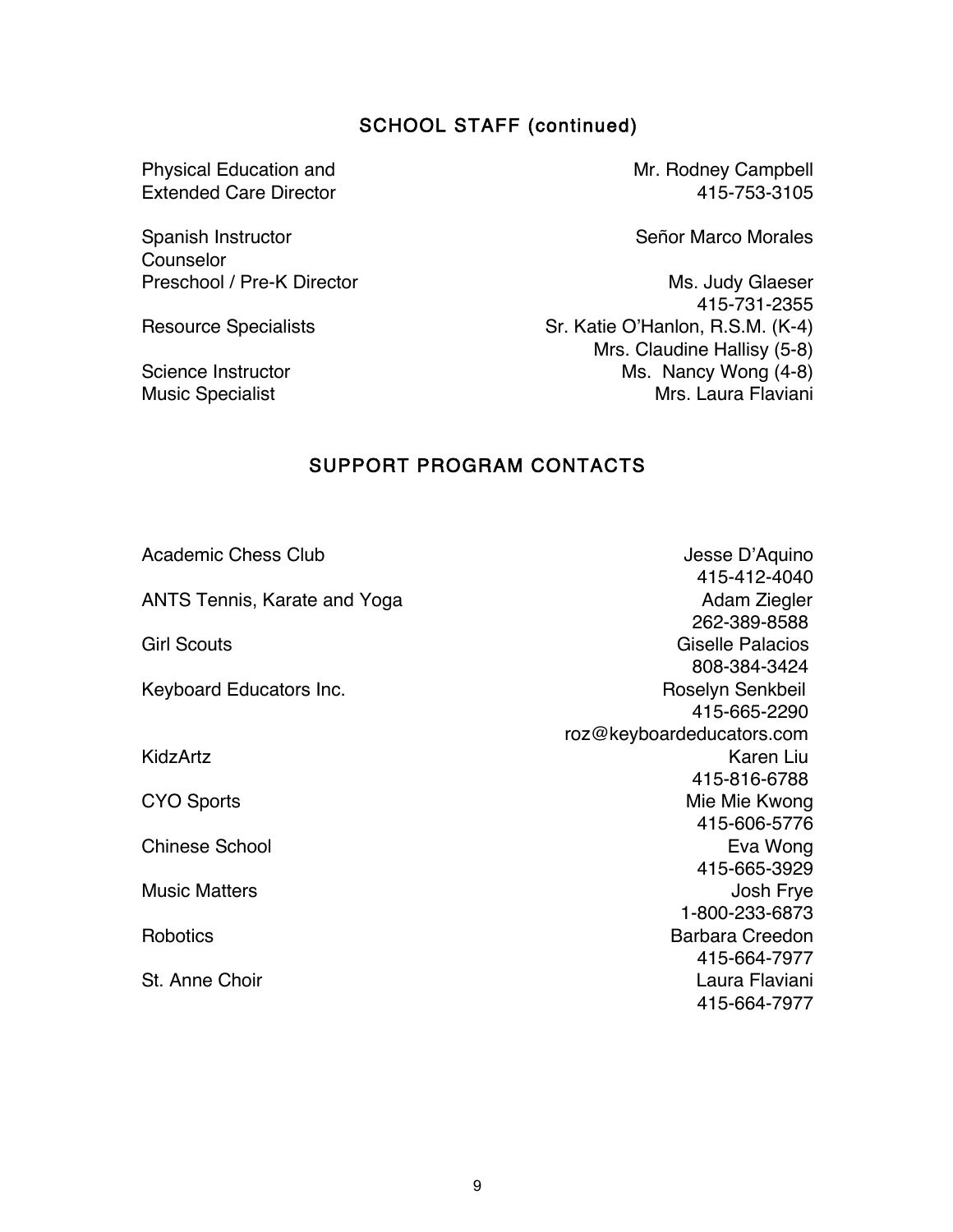## SCHOOL STAFF (continued)

| Role | Name / Contact |
|---|---|
| Physical Education and Extended Care Director | Mr. Rodney Campbell<br>415-753-3105 |
| Spanish Instructor | Señor Marco Morales |
| Counselor | |
| Preschool / Pre-K Director | Ms. Judy Glaeser<br>415-731-2355 |
| Resource Specialists | Sr. Katie O'Hanlon, R.S.M. (K-4)<br>Mrs. Claudine Hallisy (5-8) |
| Science Instructor | Ms. Nancy Wong (4-8) |
| Music Specialist | Mrs. Laura Flaviani |

## SUPPORT PROGRAM CONTACTS

| Program | Contact |
|---|---|
| Academic Chess Club | Jesse D'Aquino<br>415-412-4040 |
| ANTS Tennis, Karate and Yoga | Adam Ziegler<br>262-389-8588 |
| Girl Scouts | Giselle Palacios<br>808-384-3424 |
| Keyboard Educators Inc. | Roselyn Senkbeil<br>415-665-2290<br>roz@keyboardeducators.com |
| KidzArtz | Karen Liu<br>415-816-6788 |
| CYO Sports | Mie Mie Kwong<br>415-606-5776 |
| Chinese School | Eva Wong<br>415-665-3929 |
| Music Matters | Josh Frye<br>1-800-233-6873 |
| Robotics | Barbara Creedon<br>415-664-7977 |
| St. Anne Choir | Laura Flaviani<br>415-664-7977 |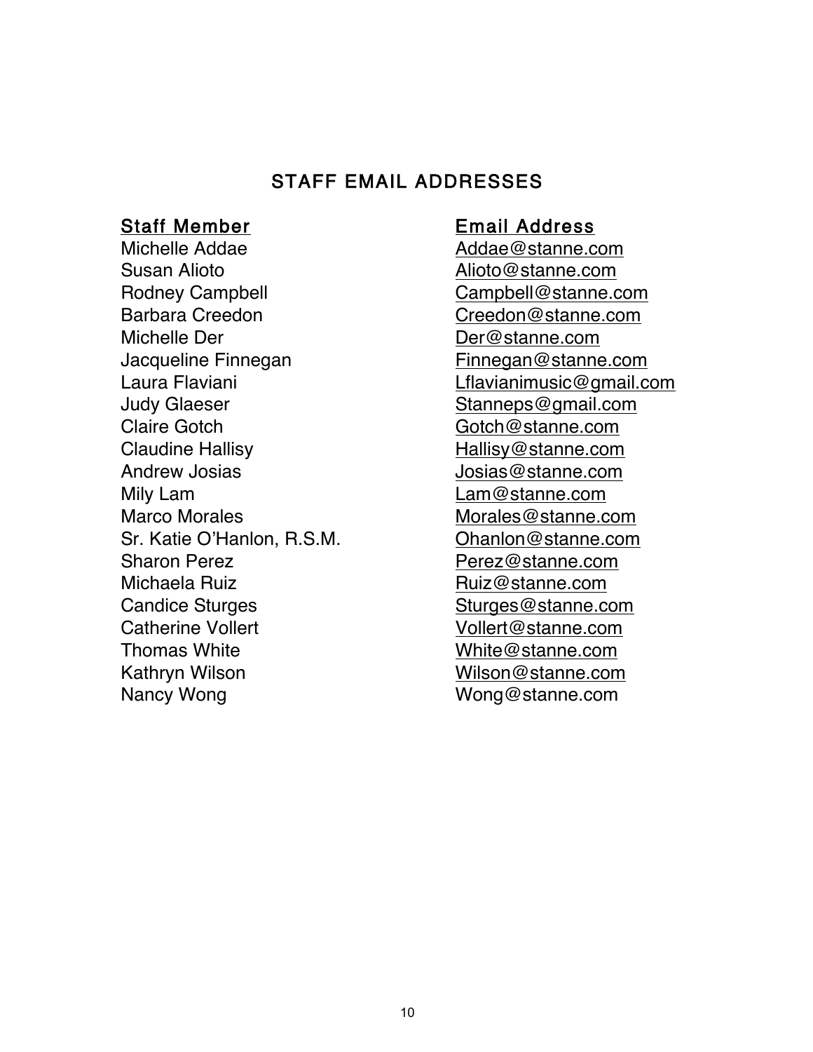## STAFF EMAIL ADDRESSES

| Staff Member | Email Address |
| --- | --- |
| Michelle Addae | Addae@stanne.com |
| Susan Alioto | Alioto@stanne.com |
| Rodney Campbell | Campbell@stanne.com |
| Barbara Creedon | Creedon@stanne.com |
| Michelle Der | Der@stanne.com |
| Jacqueline Finnegan | Finnegan@stanne.com |
| Laura Flaviani | Lflavianimusic@gmail.com |
| Judy Glaeser | Stanneps@gmail.com |
| Claire Gotch | Gotch@stanne.com |
| Claudine Hallisy | Hallisy@stanne.com |
| Andrew Josias | Josias@stanne.com |
| Mily Lam | Lam@stanne.com |
| Marco Morales | Morales@stanne.com |
| Sr. Katie O'Hanlon, R.S.M. | Ohanlon@stanne.com |
| Sharon Perez | Perez@stanne.com |
| Michaela Ruiz | Ruiz@stanne.com |
| Candice Sturges | Sturges@stanne.com |
| Catherine Vollert | Vollert@stanne.com |
| Thomas White | White@stanne.com |
| Kathryn Wilson | Wilson@stanne.com |
| Nancy Wong | Wong@stanne.com |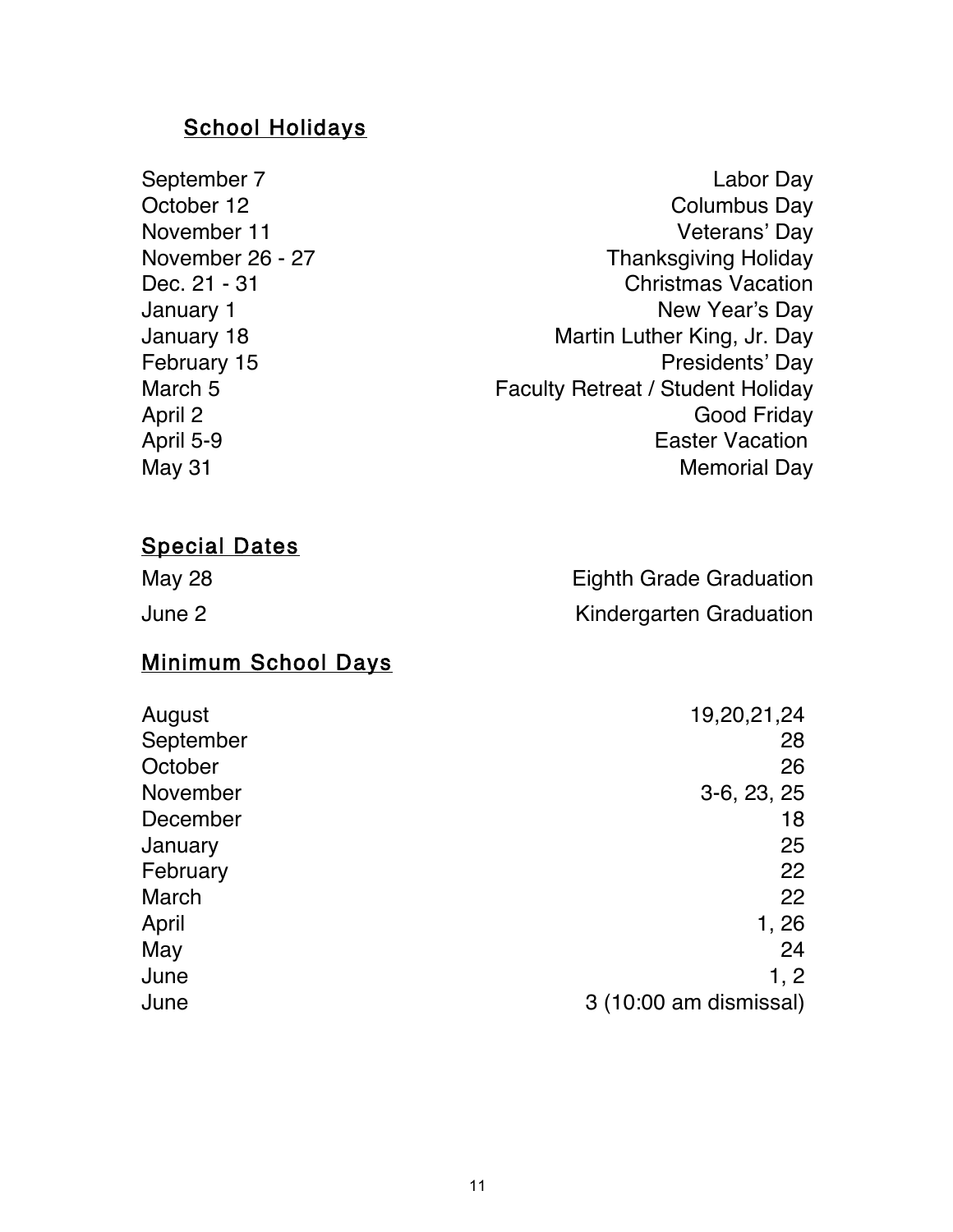## School Holidays

| | |
|---|---|
| September 7 | Labor Day |
| October 12 | Columbus Day |
| November 11 | Veterans' Day |
| November 26 - 27 | Thanksgiving Holiday |
| Dec. 21 - 31 | Christmas Vacation |
| January 1 | New Year's Day |
| January 18 | Martin Luther King, Jr. Day |
| February 15 | Presidents' Day |
| March 5 | Faculty Retreat / Student Holiday |
| April 2 | Good Friday |
| April 5-9 | Easter Vacation |
| May 31 | Memorial Day |

## Special Dates

| | |
|---|---|
| May 28 | Eighth Grade Graduation |
| June 2 | Kindergarten Graduation |

## Minimum School Days

| | |
|---|---|
| August | 19,20,21,24 |
| September | 28 |
| October | 26 |
| November | 3-6, 23, 25 |
| December | 18 |
| January | 25 |
| February | 22 |
| March | 22 |
| April | 1, 26 |
| May | 24 |
| June | 1, 2 |
| June | 3 (10:00 am dismissal) |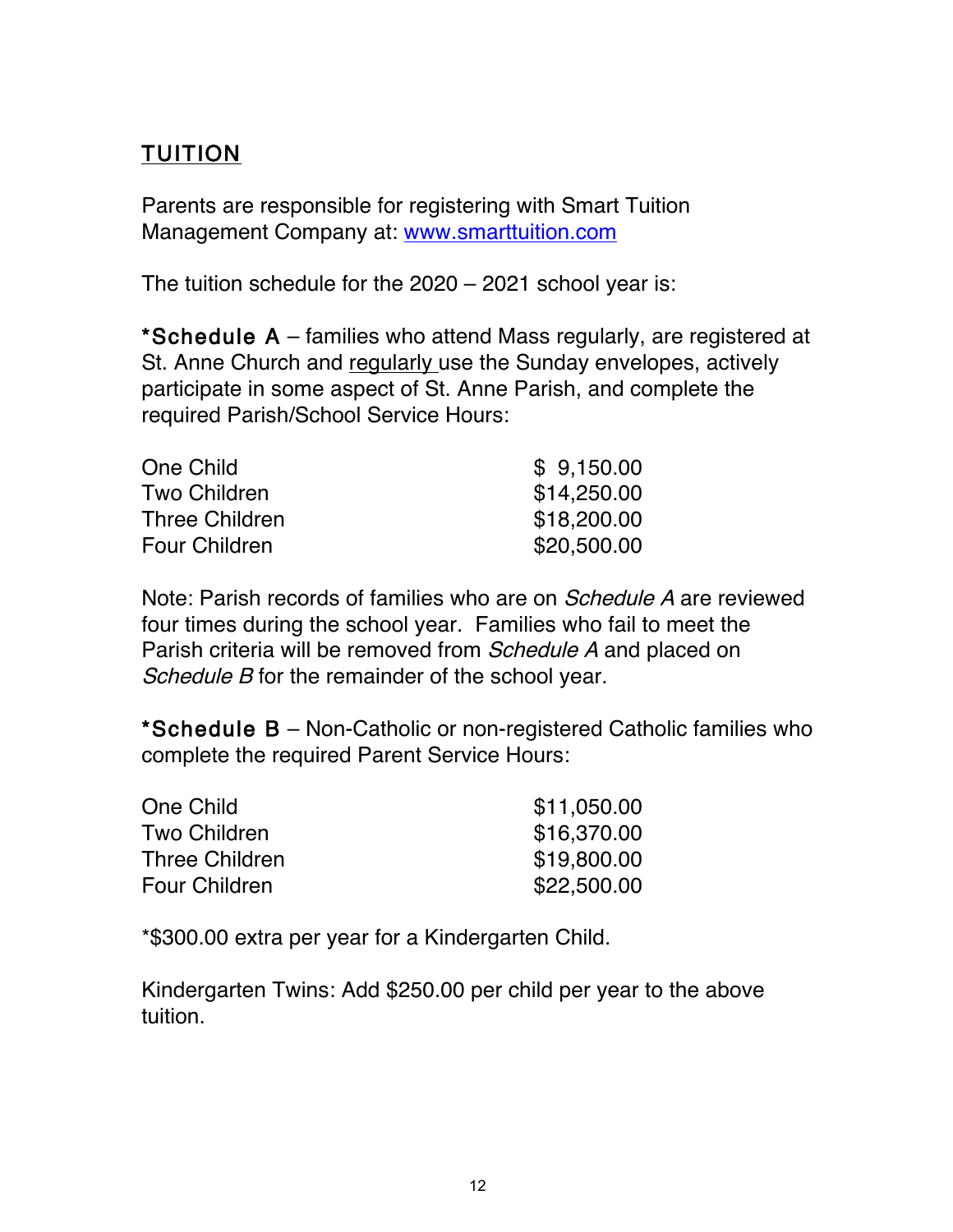## TUITION

Parents are responsible for registering with Smart Tuition Management Company at: [www.smarttuition.com](http://www.smarttuition.com)

The tuition schedule for the 2020 – 2021 school year is:

**\*Schedule A** – families who attend Mass regularly, are registered at St. Anne Church and regularly use the Sunday envelopes, actively participate in some aspect of St. Anne Parish, and complete the required Parish/School Service Hours:

| | |
|---|---|
| One Child | $ 9,150.00 |
| Two Children | $14,250.00 |
| Three Children | $18,200.00 |
| Four Children | $20,500.00 |

Note: Parish records of families who are on *Schedule A* are reviewed four times during the school year. Families who fail to meet the Parish criteria will be removed from *Schedule A* and placed on *Schedule B* for the remainder of the school year.

**\*Schedule B** – Non-Catholic or non-registered Catholic families who complete the required Parent Service Hours:

| | |
|---|---|
| One Child | $11,050.00 |
| Two Children | $16,370.00 |
| Three Children | $19,800.00 |
| Four Children | $22,500.00 |

\*$300.00 extra per year for a Kindergarten Child.

Kindergarten Twins: Add $250.00 per child per year to the above tuition.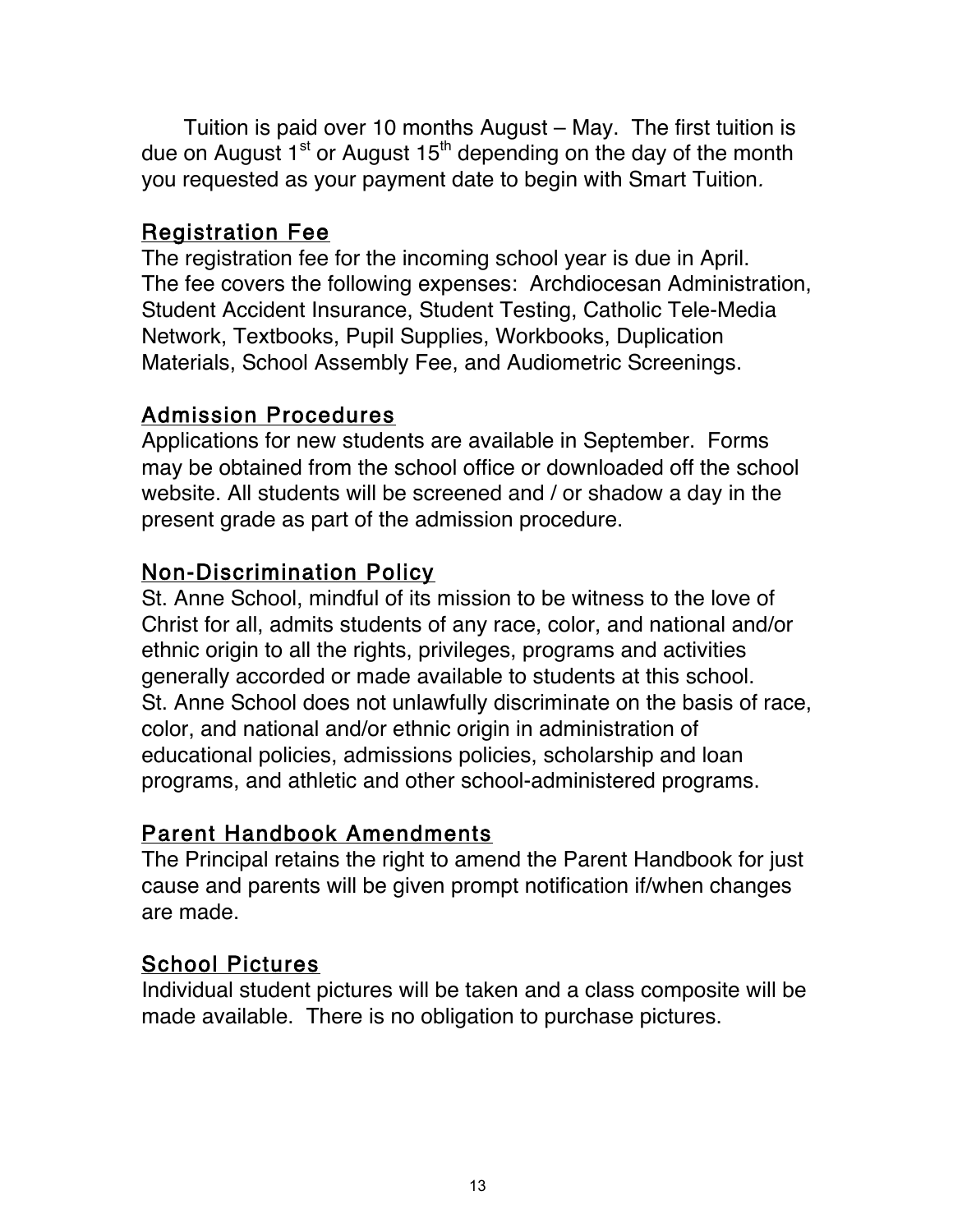Tuition is paid over 10 months August – May. The first tuition is due on August 1st or August 15th depending on the day of the month you requested as your payment date to begin with Smart Tuition.

## Registration Fee

The registration fee for the incoming school year is due in April. The fee covers the following expenses: Archdiocesan Administration, Student Accident Insurance, Student Testing, Catholic Tele-Media Network, Textbooks, Pupil Supplies, Workbooks, Duplication Materials, School Assembly Fee, and Audiometric Screenings.

## Admission Procedures

Applications for new students are available in September. Forms may be obtained from the school office or downloaded off the school website. All students will be screened and / or shadow a day in the present grade as part of the admission procedure.

## Non-Discrimination Policy

St. Anne School, mindful of its mission to be witness to the love of Christ for all, admits students of any race, color, and national and/or ethnic origin to all the rights, privileges, programs and activities generally accorded or made available to students at this school. St. Anne School does not unlawfully discriminate on the basis of race, color, and national and/or ethnic origin in administration of educational policies, admissions policies, scholarship and loan programs, and athletic and other school-administered programs.

## Parent Handbook Amendments

The Principal retains the right to amend the Parent Handbook for just cause and parents will be given prompt notification if/when changes are made.

## School Pictures

Individual student pictures will be taken and a class composite will be made available. There is no obligation to purchase pictures.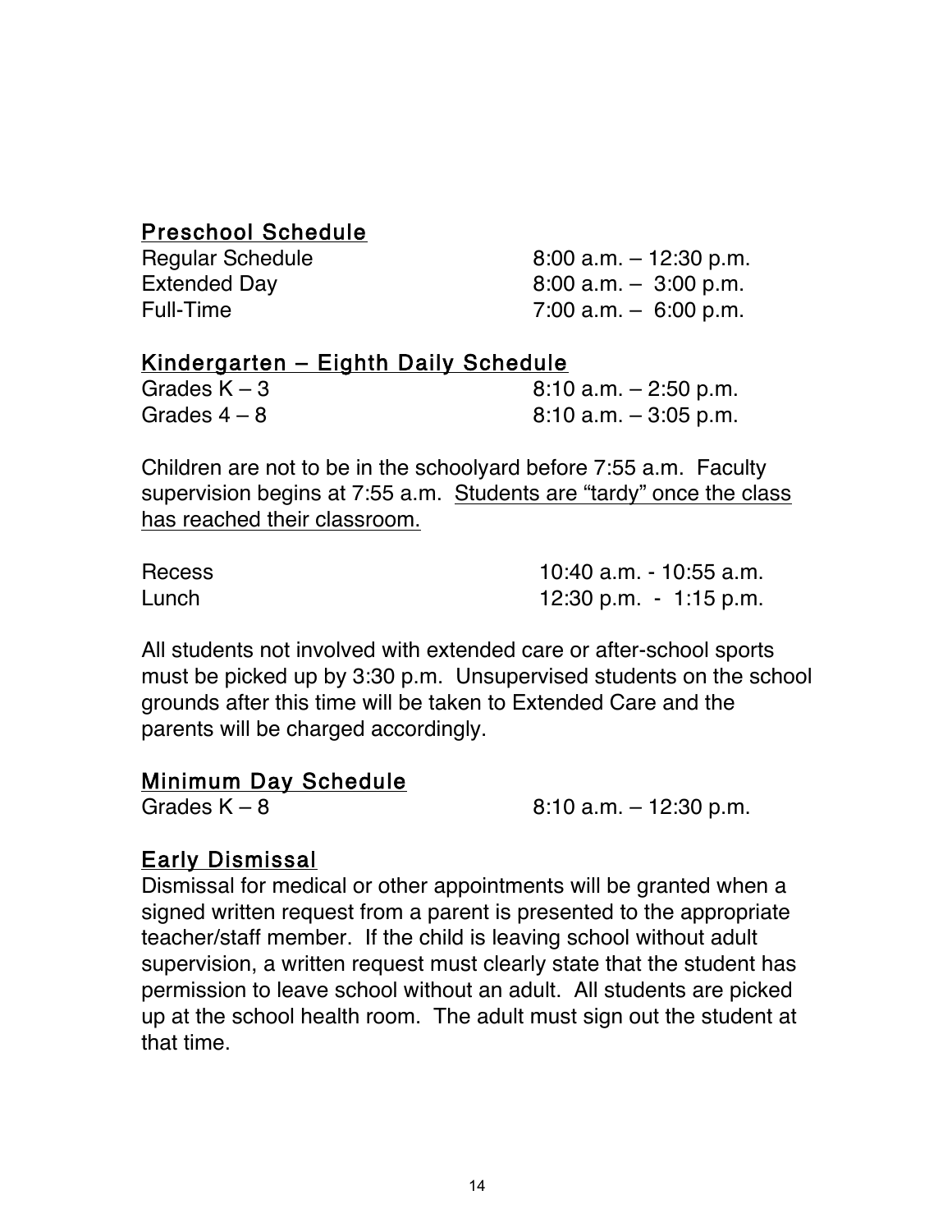## Preschool Schedule

| | |
|---|---|
| Regular Schedule | 8:00 a.m. – 12:30 p.m. |
| Extended Day | 8:00 a.m. – 3:00 p.m. |
| Full-Time | 7:00 a.m. – 6:00 p.m. |

## Kindergarten – Eighth Daily Schedule

| | |
|---|---|
| Grades K – 3 | 8:10 a.m. – 2:50 p.m. |
| Grades 4 – 8 | 8:10 a.m. – 3:05 p.m. |

Children are not to be in the schoolyard before 7:55 a.m. Faculty supervision begins at 7:55 a.m. <u>Students are "tardy" once the class has reached their classroom.</u>

| | |
|---|---|
| Recess | 10:40 a.m. - 10:55 a.m. |
| Lunch | 12:30 p.m. - 1:15 p.m. |

All students not involved with extended care or after-school sports must be picked up by 3:30 p.m. Unsupervised students on the school grounds after this time will be taken to Extended Care and the parents will be charged accordingly.

## Minimum Day Schedule

| | |
|---|---|
| Grades K – 8 | 8:10 a.m. – 12:30 p.m. |

## Early Dismissal

Dismissal for medical or other appointments will be granted when a signed written request from a parent is presented to the appropriate teacher/staff member. If the child is leaving school without adult supervision, a written request must clearly state that the student has permission to leave school without an adult. All students are picked up at the school health room. The adult must sign out the student at that time.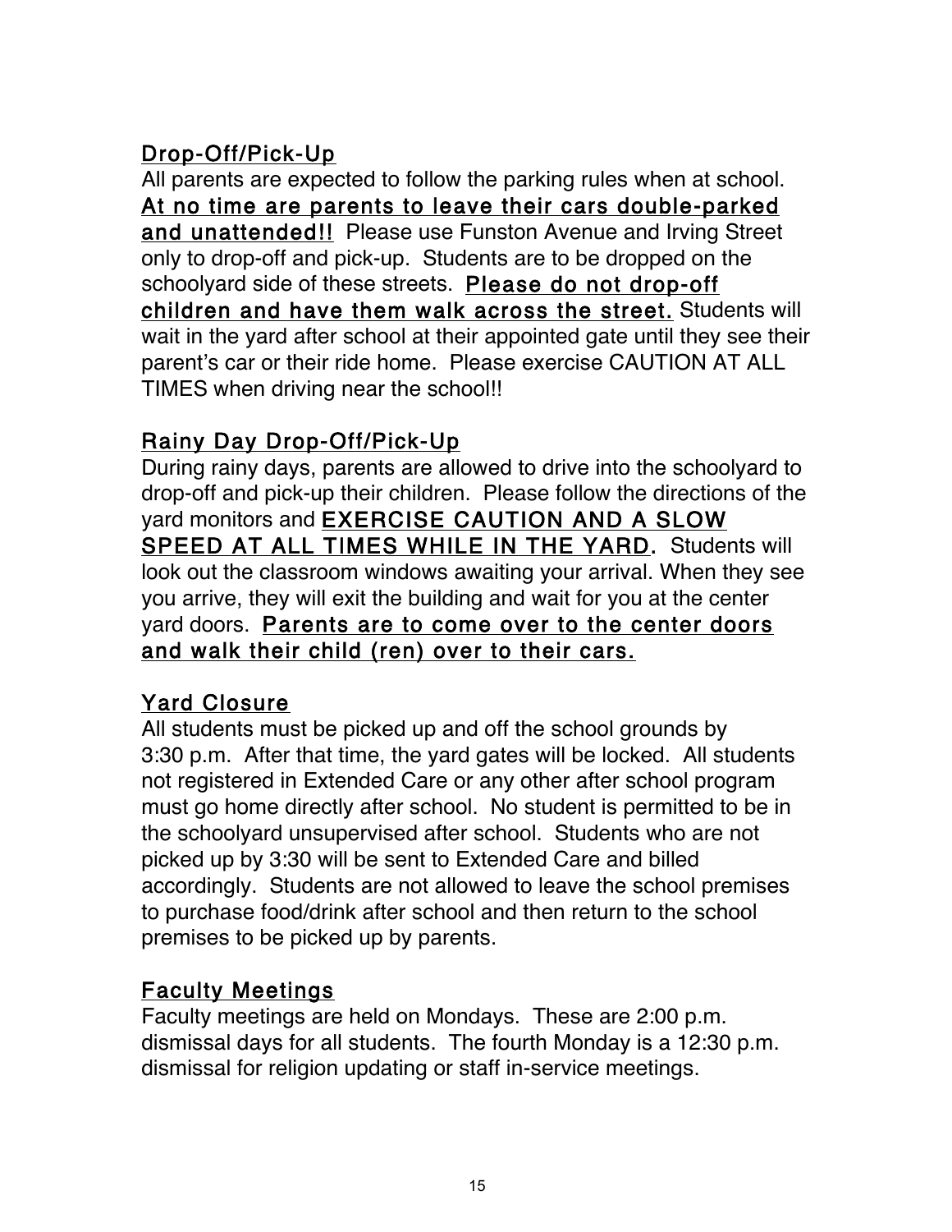## Drop-Off/Pick-Up

All parents are expected to follow the parking rules when at school. **At no time are parents to leave their cars double-parked and unattended!!** Please use Funston Avenue and Irving Street only to drop-off and pick-up. Students are to be dropped on the schoolyard side of these streets. **Please do not drop-off children and have them walk across the street.** Students will wait in the yard after school at their appointed gate until they see their parent's car or their ride home. Please exercise CAUTION AT ALL TIMES when driving near the school!!

## Rainy Day Drop-Off/Pick-Up

During rainy days, parents are allowed to drive into the schoolyard to drop-off and pick-up their children. Please follow the directions of the yard monitors and **EXERCISE CAUTION AND A SLOW SPEED AT ALL TIMES WHILE IN THE YARD.** Students will look out the classroom windows awaiting your arrival. When they see you arrive, they will exit the building and wait for you at the center yard doors. **Parents are to come over to the center doors and walk their child (ren) over to their cars.**

## Yard Closure

All students must be picked up and off the school grounds by 3:30 p.m. After that time, the yard gates will be locked. All students not registered in Extended Care or any other after school program must go home directly after school. No student is permitted to be in the schoolyard unsupervised after school. Students who are not picked up by 3:30 will be sent to Extended Care and billed accordingly. Students are not allowed to leave the school premises to purchase food/drink after school and then return to the school premises to be picked up by parents.

## Faculty Meetings

Faculty meetings are held on Mondays. These are 2:00 p.m. dismissal days for all students. The fourth Monday is a 12:30 p.m. dismissal for religion updating or staff in-service meetings.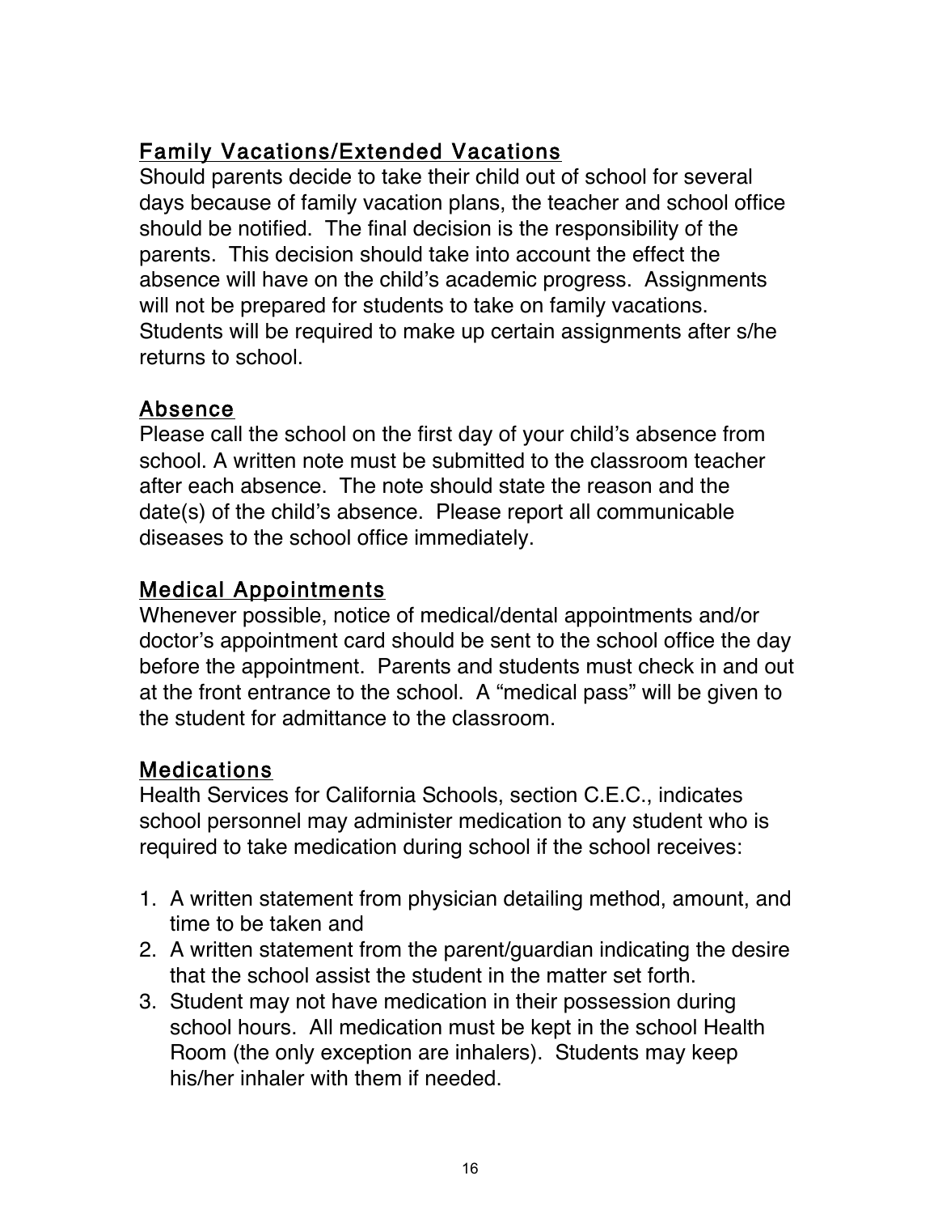## Family Vacations/Extended Vacations

Should parents decide to take their child out of school for several days because of family vacation plans, the teacher and school office should be notified. The final decision is the responsibility of the parents. This decision should take into account the effect the absence will have on the child's academic progress. Assignments will not be prepared for students to take on family vacations. Students will be required to make up certain assignments after s/he returns to school.

## Absence

Please call the school on the first day of your child's absence from school. A written note must be submitted to the classroom teacher after each absence. The note should state the reason and the date(s) of the child's absence. Please report all communicable diseases to the school office immediately.

## Medical Appointments

Whenever possible, notice of medical/dental appointments and/or doctor's appointment card should be sent to the school office the day before the appointment. Parents and students must check in and out at the front entrance to the school. A "medical pass" will be given to the student for admittance to the classroom.

## Medications

Health Services for California Schools, section C.E.C., indicates school personnel may administer medication to any student who is required to take medication during school if the school receives:

1. A written statement from physician detailing method, amount, and time to be taken and
2. A written statement from the parent/guardian indicating the desire that the school assist the student in the matter set forth.
3. Student may not have medication in their possession during school hours. All medication must be kept in the school Health Room (the only exception are inhalers). Students may keep his/her inhaler with them if needed.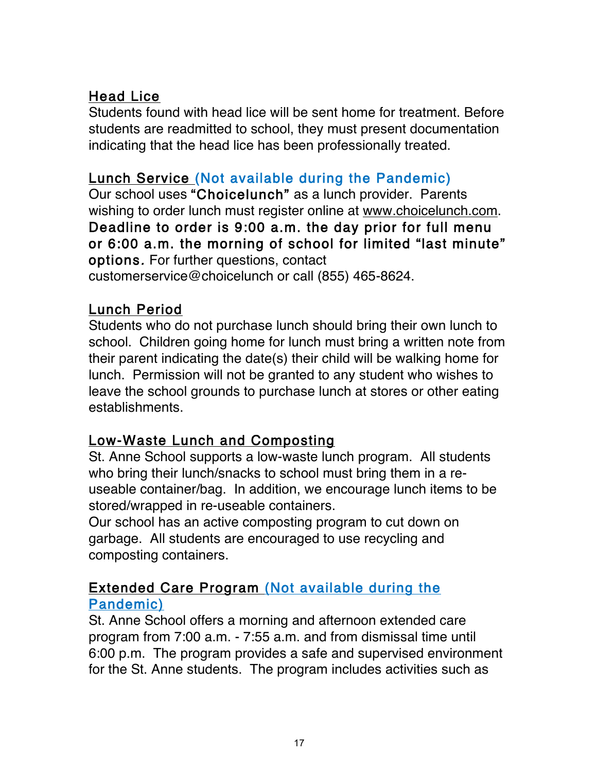## Head Lice

Students found with head lice will be sent home for treatment. Before students are readmitted to school, they must present documentation indicating that the head lice has been professionally treated.

## Lunch Service (Not available during the Pandemic)

Our school uses **"Choicelunch"** as a lunch provider. Parents wishing to order lunch must register online at www.choicelunch.com. **Deadline to order is 9:00 a.m. the day prior for full menu or 6:00 a.m. the morning of school for limited "last minute" options.** For further questions, contact customerservice@choicelunch or call (855) 465-8624.

## Lunch Period

Students who do not purchase lunch should bring their own lunch to school. Children going home for lunch must bring a written note from their parent indicating the date(s) their child will be walking home for lunch. Permission will not be granted to any student who wishes to leave the school grounds to purchase lunch at stores or other eating establishments.

## Low-Waste Lunch and Composting

St. Anne School supports a low-waste lunch program. All students who bring their lunch/snacks to school must bring them in a re-useable container/bag. In addition, we encourage lunch items to be stored/wrapped in re-useable containers.

Our school has an active composting program to cut down on garbage. All students are encouraged to use recycling and composting containers.

## Extended Care Program (Not available during the Pandemic)

St. Anne School offers a morning and afternoon extended care program from 7:00 a.m. - 7:55 a.m. and from dismissal time until 6:00 p.m. The program provides a safe and supervised environment for the St. Anne students. The program includes activities such as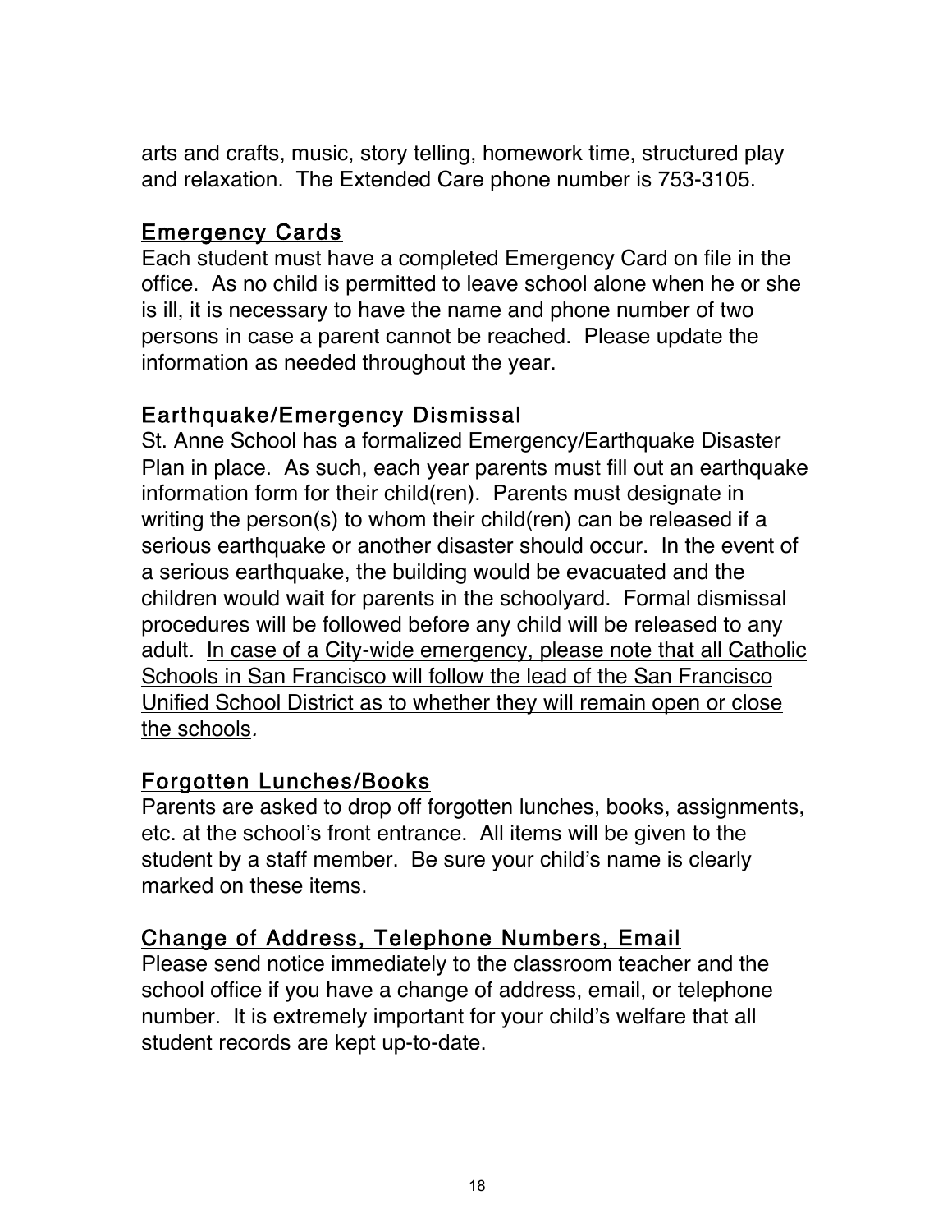arts and crafts, music, story telling, homework time, structured play and relaxation. The Extended Care phone number is 753-3105.

## Emergency Cards

Each student must have a completed Emergency Card on file in the office. As no child is permitted to leave school alone when he or she is ill, it is necessary to have the name and phone number of two persons in case a parent cannot be reached. Please update the information as needed throughout the year.

## Earthquake/Emergency Dismissal

St. Anne School has a formalized Emergency/Earthquake Disaster Plan in place. As such, each year parents must fill out an earthquake information form for their child(ren). Parents must designate in writing the person(s) to whom their child(ren) can be released if a serious earthquake or another disaster should occur. In the event of a serious earthquake, the building would be evacuated and the children would wait for parents in the schoolyard. Formal dismissal procedures will be followed before any child will be released to any adult. <u>In case of a City-wide emergency, please note that all Catholic Schools in San Francisco will follow the lead of the San Francisco Unified School District as to whether they will remain open or close the schools</u>.

## Forgotten Lunches/Books

Parents are asked to drop off forgotten lunches, books, assignments, etc. at the school's front entrance. All items will be given to the student by a staff member. Be sure your child's name is clearly marked on these items.

## Change of Address, Telephone Numbers, Email

Please send notice immediately to the classroom teacher and the school office if you have a change of address, email, or telephone number. It is extremely important for your child's welfare that all student records are kept up-to-date.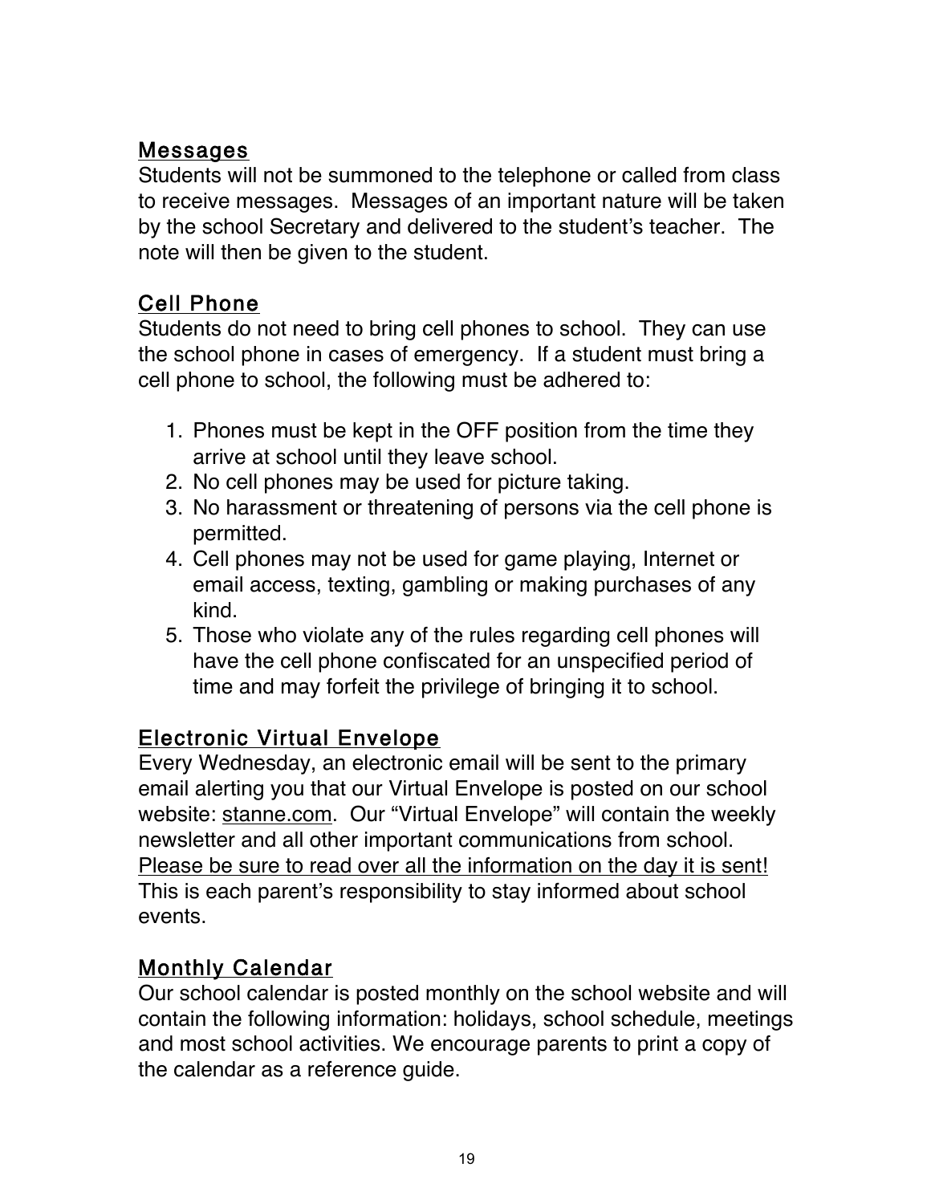## Messages

Students will not be summoned to the telephone or called from class to receive messages. Messages of an important nature will be taken by the school Secretary and delivered to the student's teacher. The note will then be given to the student.

## Cell Phone

Students do not need to bring cell phones to school. They can use the school phone in cases of emergency. If a student must bring a cell phone to school, the following must be adhered to:

1. Phones must be kept in the OFF position from the time they arrive at school until they leave school.
2. No cell phones may be used for picture taking.
3. No harassment or threatening of persons via the cell phone is permitted.
4. Cell phones may not be used for game playing, Internet or email access, texting, gambling or making purchases of any kind.
5. Those who violate any of the rules regarding cell phones will have the cell phone confiscated for an unspecified period of time and may forfeit the privilege of bringing it to school.

## Electronic Virtual Envelope

Every Wednesday, an electronic email will be sent to the primary email alerting you that our Virtual Envelope is posted on our school website: stanne.com. Our "Virtual Envelope" will contain the weekly newsletter and all other important communications from school. Please be sure to read over all the information on the day it is sent! This is each parent's responsibility to stay informed about school events.

## Monthly Calendar

Our school calendar is posted monthly on the school website and will contain the following information: holidays, school schedule, meetings and most school activities. We encourage parents to print a copy of the calendar as a reference guide.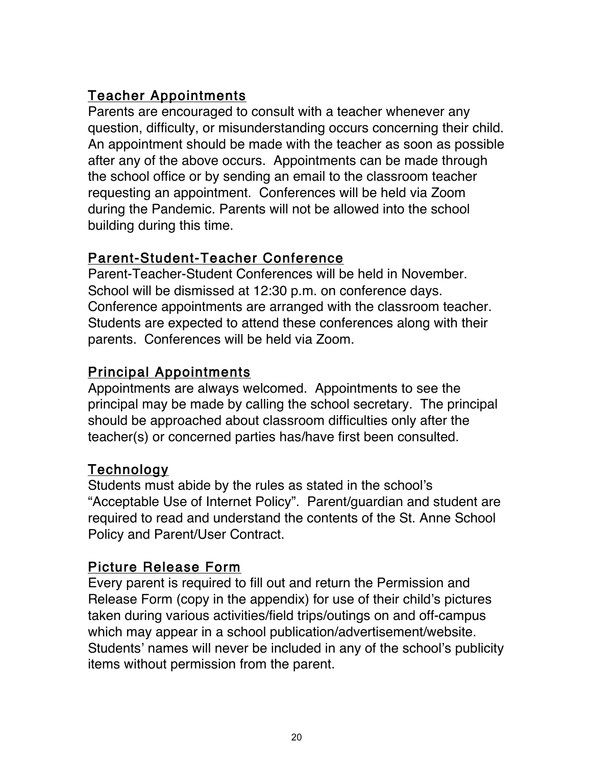## Teacher Appointments

Parents are encouraged to consult with a teacher whenever any question, difficulty, or misunderstanding occurs concerning their child. An appointment should be made with the teacher as soon as possible after any of the above occurs. Appointments can be made through the school office or by sending an email to the classroom teacher requesting an appointment. Conferences will be held via Zoom during the Pandemic. Parents will not be allowed into the school building during this time.

## Parent-Student-Teacher Conference

Parent-Teacher-Student Conferences will be held in November. School will be dismissed at 12:30 p.m. on conference days. Conference appointments are arranged with the classroom teacher. Students are expected to attend these conferences along with their parents. Conferences will be held via Zoom.

## Principal Appointments

Appointments are always welcomed. Appointments to see the principal may be made by calling the school secretary. The principal should be approached about classroom difficulties only after the teacher(s) or concerned parties has/have first been consulted.

## Technology

Students must abide by the rules as stated in the school's "Acceptable Use of Internet Policy". Parent/guardian and student are required to read and understand the contents of the St. Anne School Policy and Parent/User Contract.

## Picture Release Form

Every parent is required to fill out and return the Permission and Release Form (copy in the appendix) for use of their child's pictures taken during various activities/field trips/outings on and off-campus which may appear in a school publication/advertisement/website. Students' names will never be included in any of the school's publicity items without permission from the parent.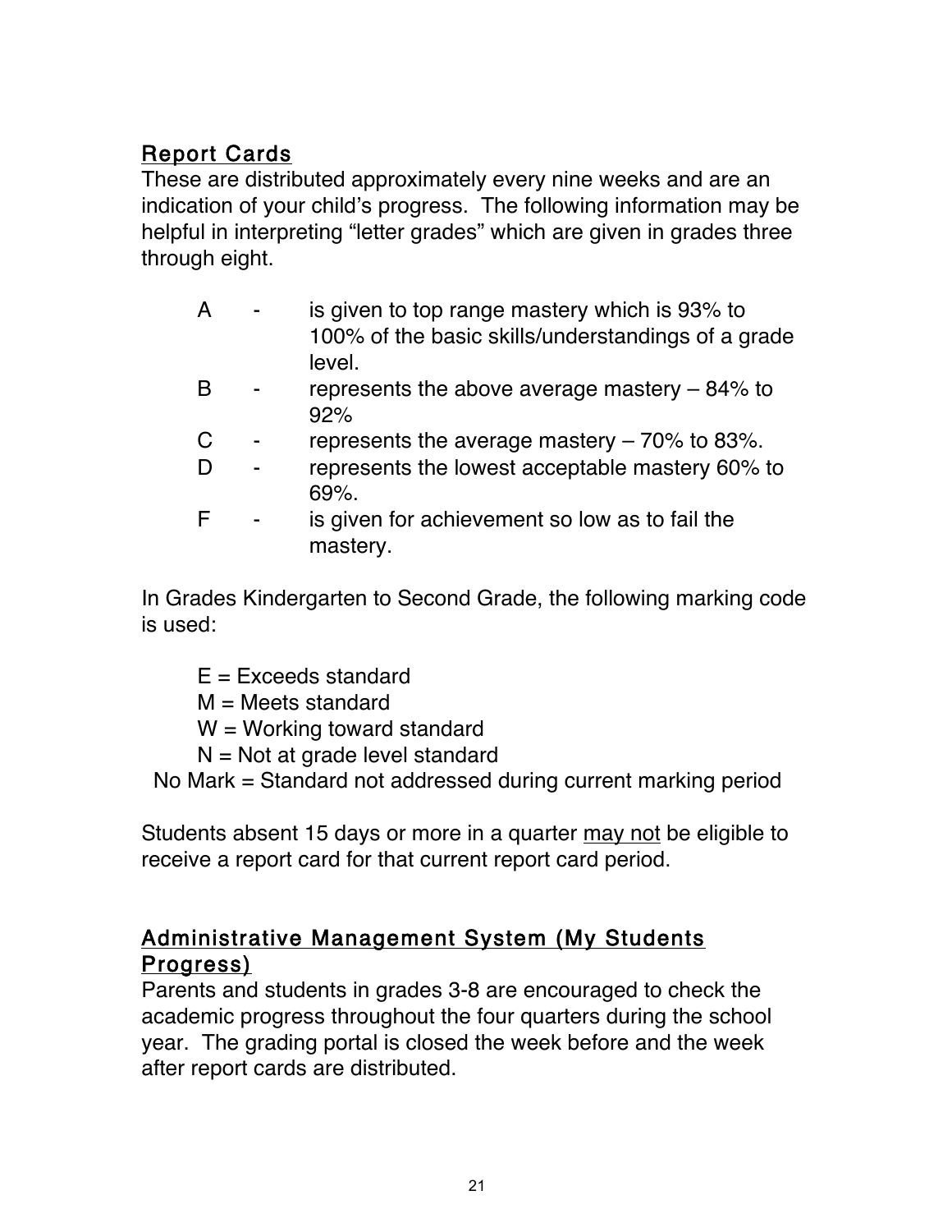## Report Cards

These are distributed approximately every nine weeks and are an indication of your child's progress. The following information may be helpful in interpreting "letter grades" which are given in grades three through eight.

- A - is given to top range mastery which is 93% to 100% of the basic skills/understandings of a grade level.
- B - represents the above average mastery – 84% to 92%
- C - represents the average mastery – 70% to 83%.
- D - represents the lowest acceptable mastery 60% to 69%.
- F - is given for achievement so low as to fail the mastery.

In Grades Kindergarten to Second Grade, the following marking code is used:

E = Exceeds standard
M = Meets standard
W = Working toward standard
N = Not at grade level standard
No Mark = Standard not addressed during current marking period

Students absent 15 days or more in a quarter <u>may not</u> be eligible to receive a report card for that current report card period.

## Administrative Management System (My Students Progress)

Parents and students in grades 3-8 are encouraged to check the academic progress throughout the four quarters during the school year. The grading portal is closed the week before and the week after report cards are distributed.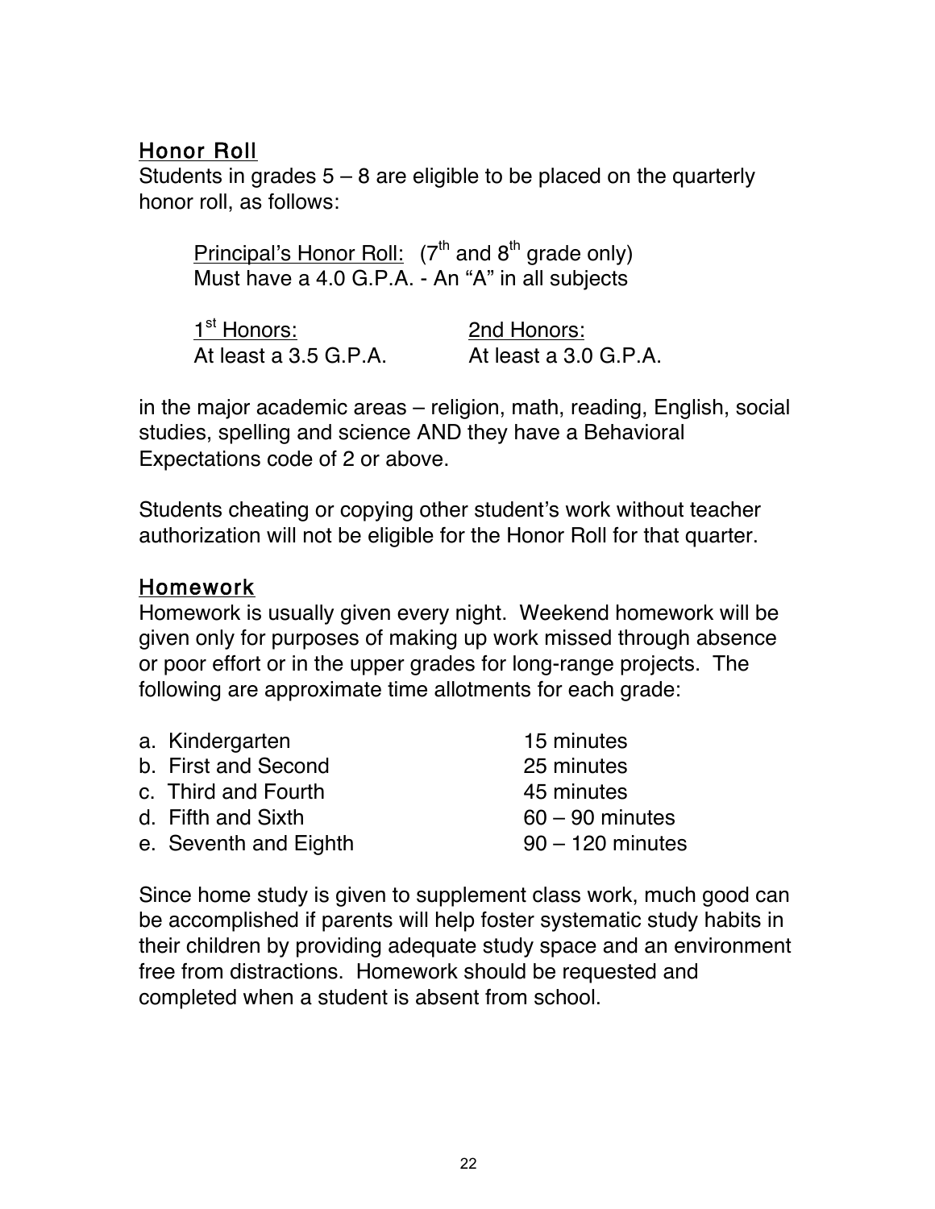## Honor Roll

Students in grades 5 – 8 are eligible to be placed on the quarterly honor roll, as follows:

Principal's Honor Roll: (7th and 8th grade only)
Must have a 4.0 G.P.A. - An "A" in all subjects

| 1st Honors: | 2nd Honors: |
| --- | --- |
| At least a 3.5 G.P.A. | At least a 3.0 G.P.A. |

in the major academic areas – religion, math, reading, English, social studies, spelling and science AND they have a Behavioral Expectations code of 2 or above.

Students cheating or copying other student's work without teacher authorization will not be eligible for the Honor Roll for that quarter.

## Homework

Homework is usually given every night. Weekend homework will be given only for purposes of making up work missed through absence or poor effort or in the upper grades for long-range projects. The following are approximate time allotments for each grade:

| | |
| --- | --- |
| a. Kindergarten | 15 minutes |
| b. First and Second | 25 minutes |
| c. Third and Fourth | 45 minutes |
| d. Fifth and Sixth | 60 – 90 minutes |
| e. Seventh and Eighth | 90 – 120 minutes |

Since home study is given to supplement class work, much good can be accomplished if parents will help foster systematic study habits in their children by providing adequate study space and an environment free from distractions. Homework should be requested and completed when a student is absent from school.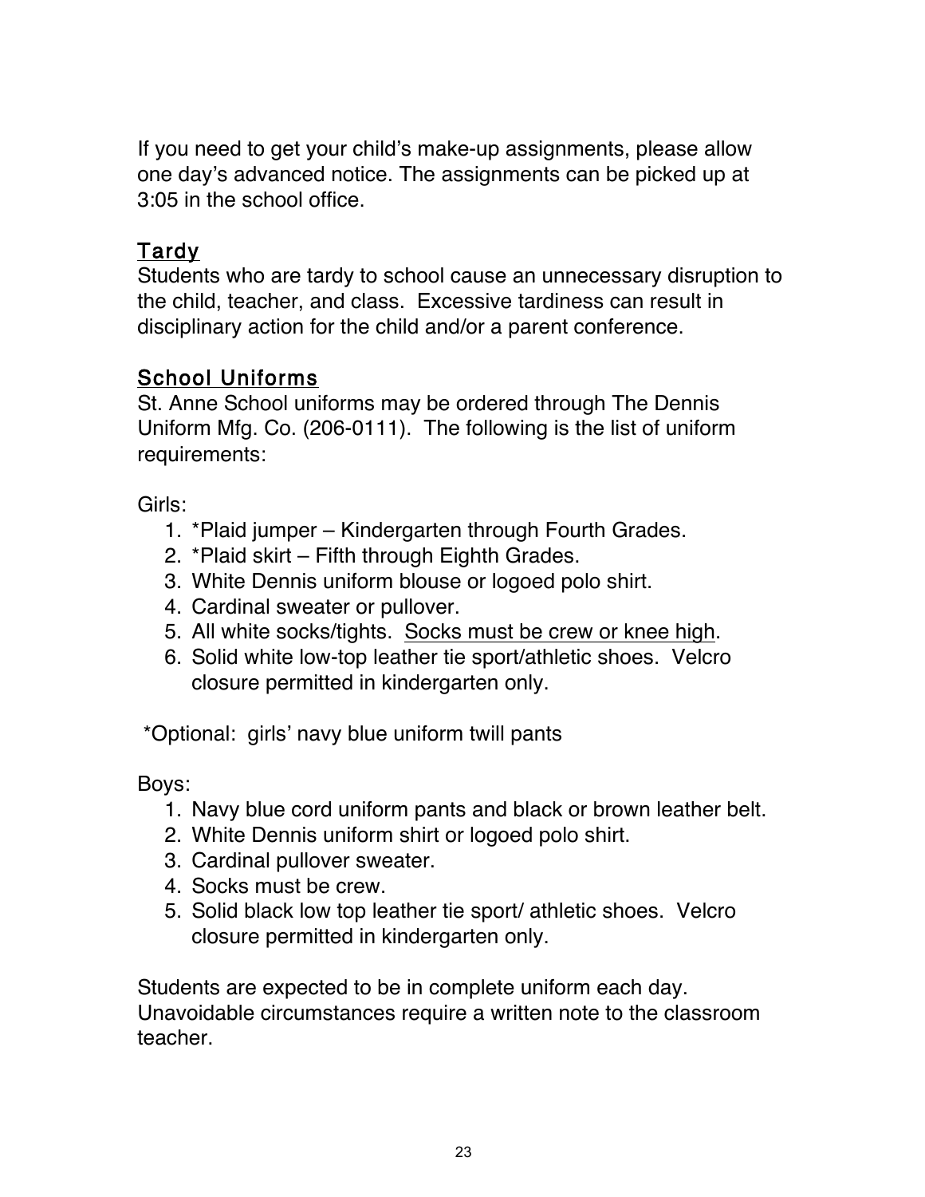If you need to get your child's make-up assignments, please allow one day's advanced notice. The assignments can be picked up at 3:05 in the school office.

## Tardy

Students who are tardy to school cause an unnecessary disruption to the child, teacher, and class. Excessive tardiness can result in disciplinary action for the child and/or a parent conference.

## School Uniforms

St. Anne School uniforms may be ordered through The Dennis Uniform Mfg. Co. (206-0111). The following is the list of uniform requirements:

Girls:

1. *Plaid jumper – Kindergarten through Fourth Grades.
2. *Plaid skirt – Fifth through Eighth Grades.
3. White Dennis uniform blouse or logoed polo shirt.
4. Cardinal sweater or pullover.
5. All white socks/tights. <u>Socks must be crew or knee high</u>.
6. Solid white low-top leather tie sport/athletic shoes. Velcro closure permitted in kindergarten only.

*Optional: girls' navy blue uniform twill pants

Boys:

1. Navy blue cord uniform pants and black or brown leather belt.
2. White Dennis uniform shirt or logoed polo shirt.
3. Cardinal pullover sweater.
4. Socks must be crew.
5. Solid black low top leather tie sport/ athletic shoes. Velcro closure permitted in kindergarten only.

Students are expected to be in complete uniform each day. Unavoidable circumstances require a written note to the classroom teacher.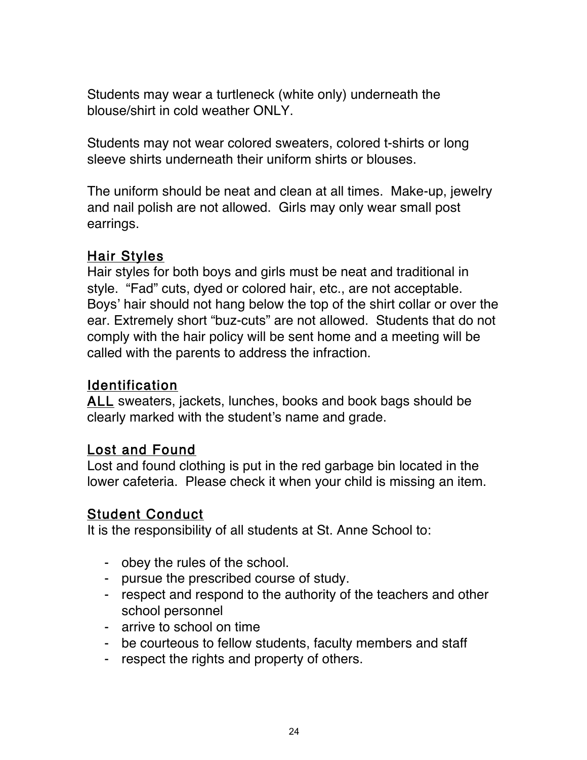Students may wear a turtleneck (white only) underneath the blouse/shirt in cold weather ONLY.

Students may not wear colored sweaters, colored t-shirts or long sleeve shirts underneath their uniform shirts or blouses.

The uniform should be neat and clean at all times. Make-up, jewelry and nail polish are not allowed. Girls may only wear small post earrings.

## Hair Styles

Hair styles for both boys and girls must be neat and traditional in style. "Fad" cuts, dyed or colored hair, etc., are not acceptable. Boys' hair should not hang below the top of the shirt collar or over the ear. Extremely short "buz-cuts" are not allowed. Students that do not comply with the hair policy will be sent home and a meeting will be called with the parents to address the infraction.

## Identification

ALL sweaters, jackets, lunches, books and book bags should be clearly marked with the student's name and grade.

## Lost and Found

Lost and found clothing is put in the red garbage bin located in the lower cafeteria. Please check it when your child is missing an item.

## Student Conduct

It is the responsibility of all students at St. Anne School to:

- obey the rules of the school.
- pursue the prescribed course of study.
- respect and respond to the authority of the teachers and other school personnel
- arrive to school on time
- be courteous to fellow students, faculty members and staff
- respect the rights and property of others.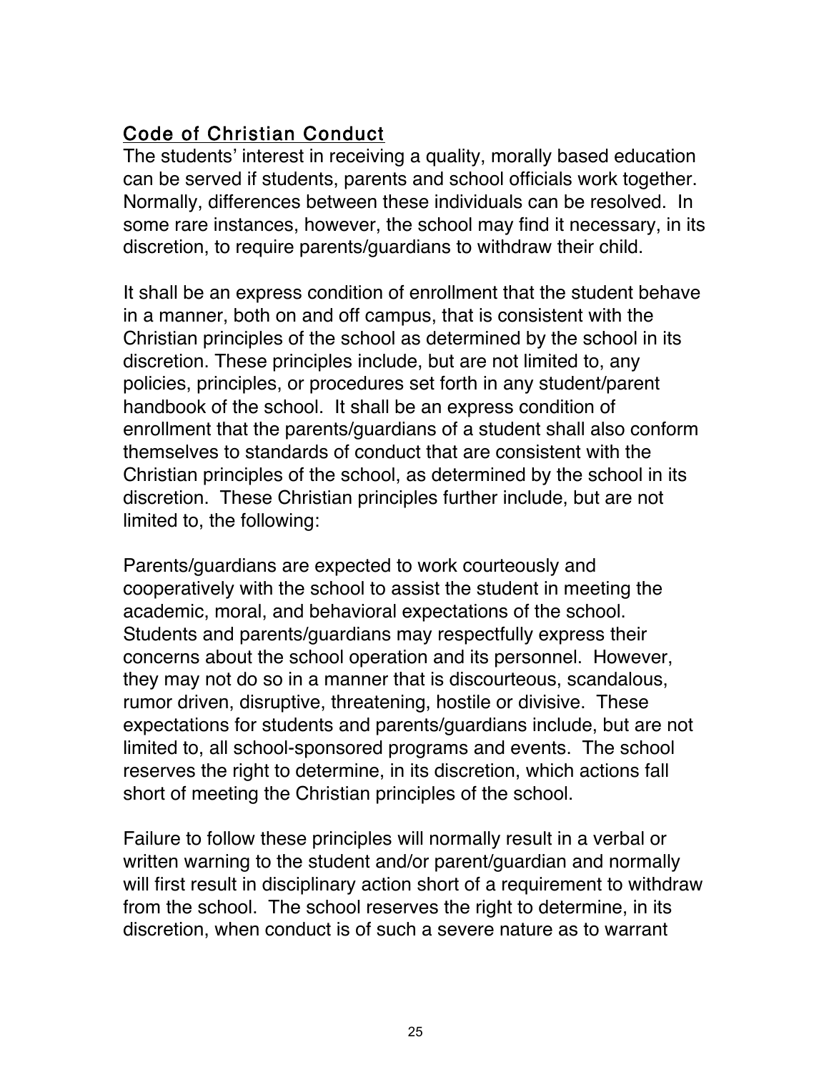## Code of Christian Conduct

The students' interest in receiving a quality, morally based education can be served if students, parents and school officials work together. Normally, differences between these individuals can be resolved. In some rare instances, however, the school may find it necessary, in its discretion, to require parents/guardians to withdraw their child.

It shall be an express condition of enrollment that the student behave in a manner, both on and off campus, that is consistent with the Christian principles of the school as determined by the school in its discretion. These principles include, but are not limited to, any policies, principles, or procedures set forth in any student/parent handbook of the school. It shall be an express condition of enrollment that the parents/guardians of a student shall also conform themselves to standards of conduct that are consistent with the Christian principles of the school, as determined by the school in its discretion. These Christian principles further include, but are not limited to, the following:

Parents/guardians are expected to work courteously and cooperatively with the school to assist the student in meeting the academic, moral, and behavioral expectations of the school. Students and parents/guardians may respectfully express their concerns about the school operation and its personnel. However, they may not do so in a manner that is discourteous, scandalous, rumor driven, disruptive, threatening, hostile or divisive. These expectations for students and parents/guardians include, but are not limited to, all school-sponsored programs and events. The school reserves the right to determine, in its discretion, which actions fall short of meeting the Christian principles of the school.

Failure to follow these principles will normally result in a verbal or written warning to the student and/or parent/guardian and normally will first result in disciplinary action short of a requirement to withdraw from the school. The school reserves the right to determine, in its discretion, when conduct is of such a severe nature as to warrant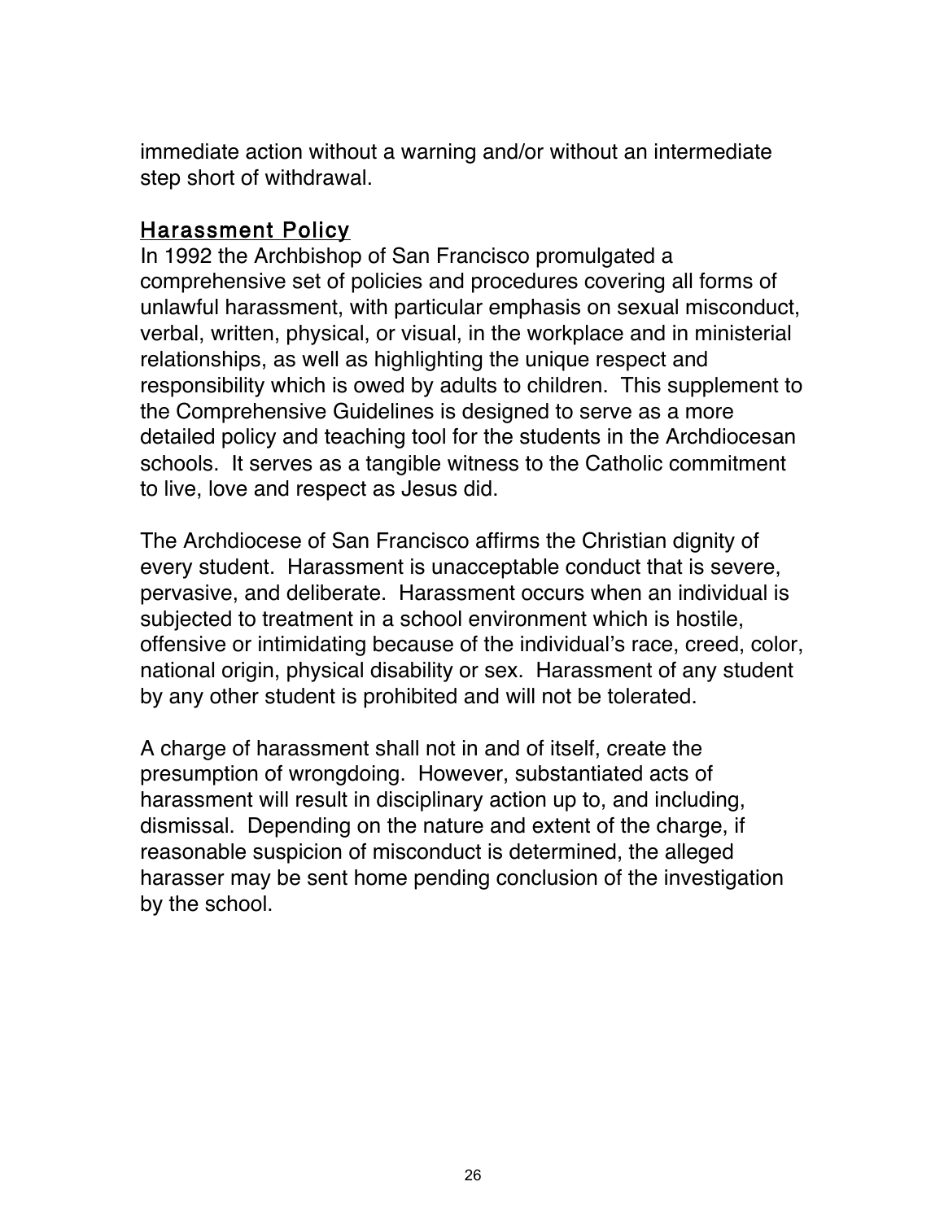immediate action without a warning and/or without an intermediate step short of withdrawal.

## Harassment Policy

In 1992 the Archbishop of San Francisco promulgated a comprehensive set of policies and procedures covering all forms of unlawful harassment, with particular emphasis on sexual misconduct, verbal, written, physical, or visual, in the workplace and in ministerial relationships, as well as highlighting the unique respect and responsibility which is owed by adults to children. This supplement to the Comprehensive Guidelines is designed to serve as a more detailed policy and teaching tool for the students in the Archdiocesan schools. It serves as a tangible witness to the Catholic commitment to live, love and respect as Jesus did.

The Archdiocese of San Francisco affirms the Christian dignity of every student. Harassment is unacceptable conduct that is severe, pervasive, and deliberate. Harassment occurs when an individual is subjected to treatment in a school environment which is hostile, offensive or intimidating because of the individual's race, creed, color, national origin, physical disability or sex. Harassment of any student by any other student is prohibited and will not be tolerated.

A charge of harassment shall not in and of itself, create the presumption of wrongdoing. However, substantiated acts of harassment will result in disciplinary action up to, and including, dismissal. Depending on the nature and extent of the charge, if reasonable suspicion of misconduct is determined, the alleged harasser may be sent home pending conclusion of the investigation by the school.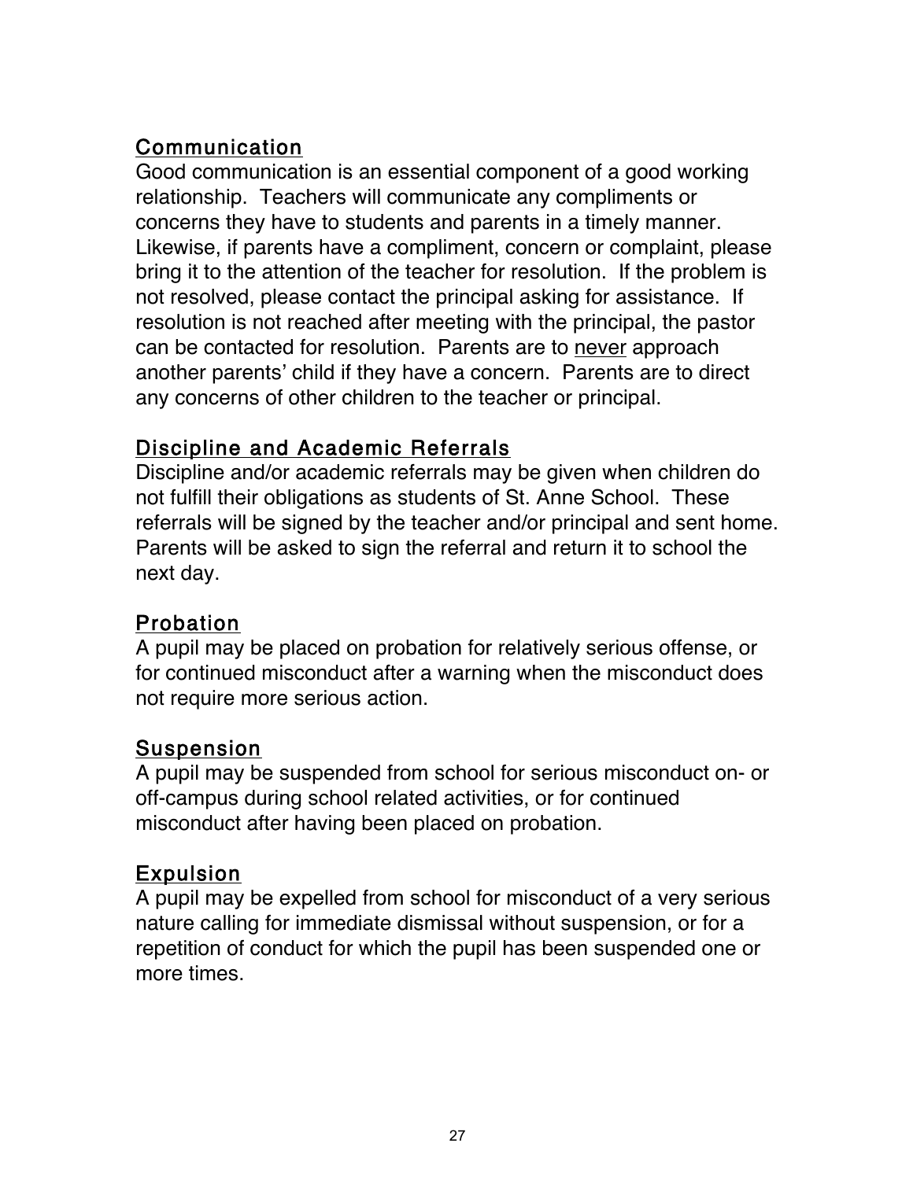## Communication

Good communication is an essential component of a good working relationship. Teachers will communicate any compliments or concerns they have to students and parents in a timely manner. Likewise, if parents have a compliment, concern or complaint, please bring it to the attention of the teacher for resolution. If the problem is not resolved, please contact the principal asking for assistance. If resolution is not reached after meeting with the principal, the pastor can be contacted for resolution. Parents are to <u>never</u> approach another parents' child if they have a concern. Parents are to direct any concerns of other children to the teacher or principal.

## Discipline and Academic Referrals

Discipline and/or academic referrals may be given when children do not fulfill their obligations as students of St. Anne School. These referrals will be signed by the teacher and/or principal and sent home. Parents will be asked to sign the referral and return it to school the next day.

## Probation

A pupil may be placed on probation for relatively serious offense, or for continued misconduct after a warning when the misconduct does not require more serious action.

## Suspension

A pupil may be suspended from school for serious misconduct on- or off-campus during school related activities, or for continued misconduct after having been placed on probation.

## Expulsion

A pupil may be expelled from school for misconduct of a very serious nature calling for immediate dismissal without suspension, or for a repetition of conduct for which the pupil has been suspended one or more times.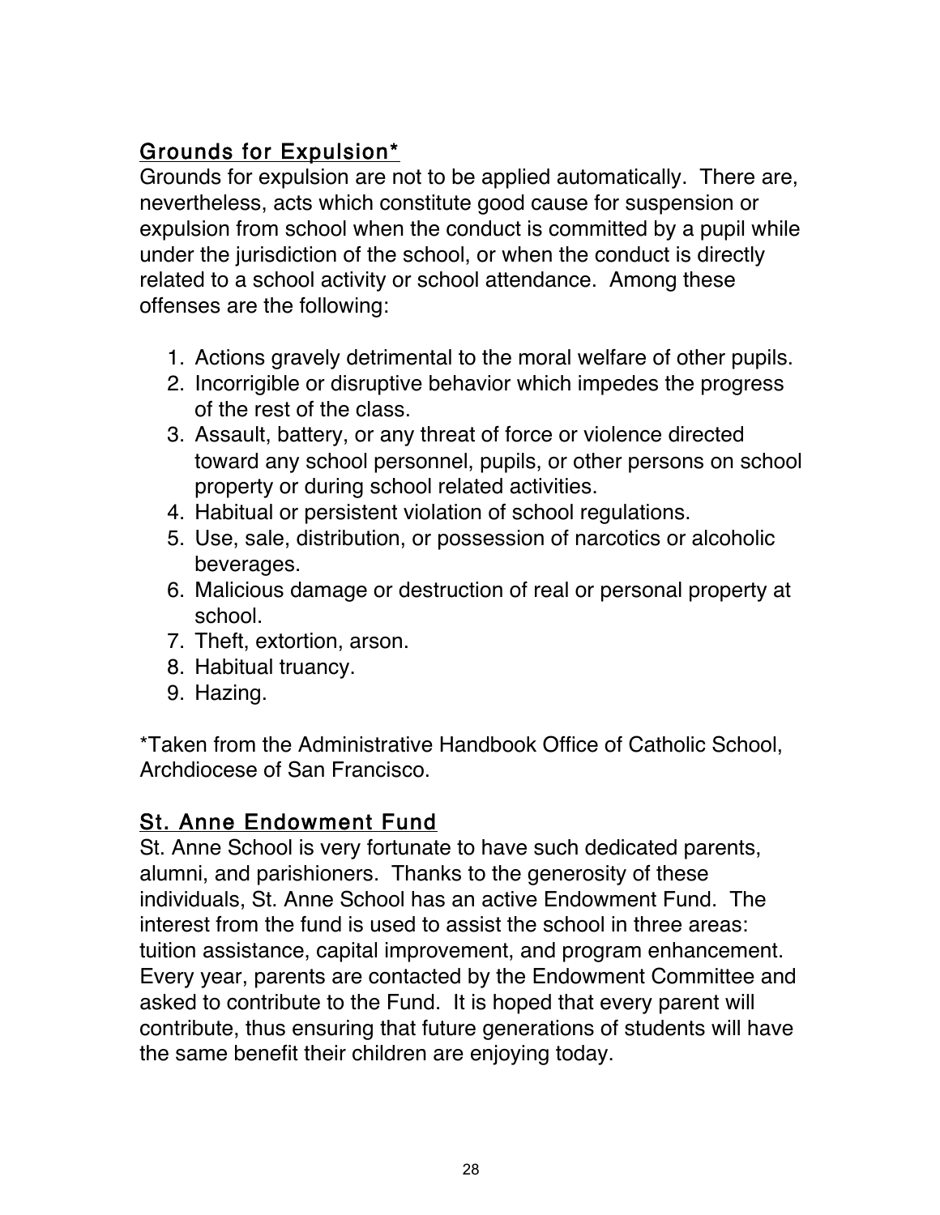## Grounds for Expulsion*

Grounds for expulsion are not to be applied automatically. There are, nevertheless, acts which constitute good cause for suspension or expulsion from school when the conduct is committed by a pupil while under the jurisdiction of the school, or when the conduct is directly related to a school activity or school attendance. Among these offenses are the following:

1. Actions gravely detrimental to the moral welfare of other pupils.
2. Incorrigible or disruptive behavior which impedes the progress of the rest of the class.
3. Assault, battery, or any threat of force or violence directed toward any school personnel, pupils, or other persons on school property or during school related activities.
4. Habitual or persistent violation of school regulations.
5. Use, sale, distribution, or possession of narcotics or alcoholic beverages.
6. Malicious damage or destruction of real or personal property at school.
7. Theft, extortion, arson.
8. Habitual truancy.
9. Hazing.

*Taken from the Administrative Handbook Office of Catholic School, Archdiocese of San Francisco.

## St. Anne Endowment Fund

St. Anne School is very fortunate to have such dedicated parents, alumni, and parishioners. Thanks to the generosity of these individuals, St. Anne School has an active Endowment Fund. The interest from the fund is used to assist the school in three areas: tuition assistance, capital improvement, and program enhancement. Every year, parents are contacted by the Endowment Committee and asked to contribute to the Fund. It is hoped that every parent will contribute, thus ensuring that future generations of students will have the same benefit their children are enjoying today.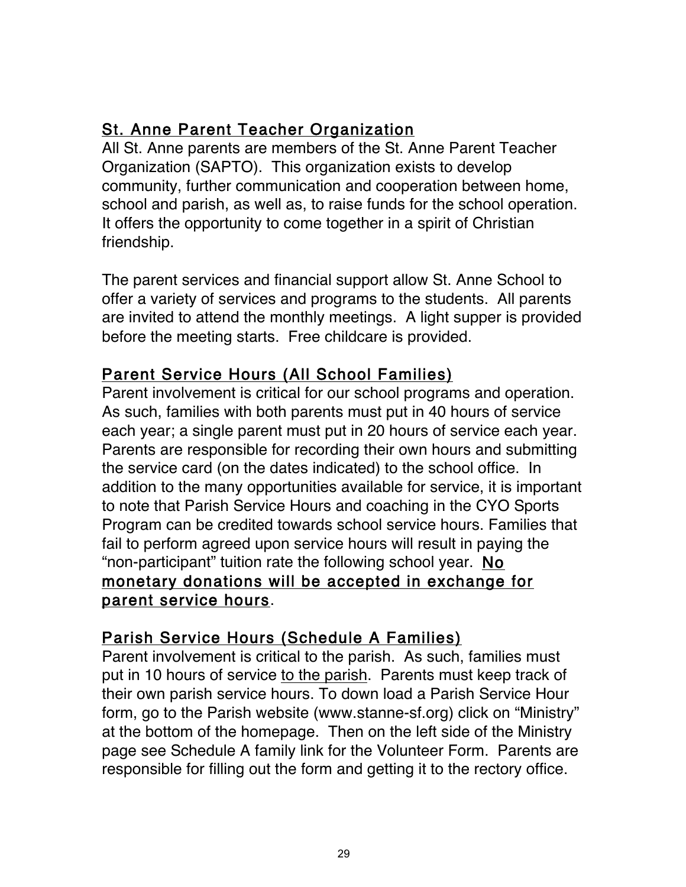## St. Anne Parent Teacher Organization

All St. Anne parents are members of the St. Anne Parent Teacher Organization (SAPTO). This organization exists to develop community, further communication and cooperation between home, school and parish, as well as, to raise funds for the school operation. It offers the opportunity to come together in a spirit of Christian friendship.

The parent services and financial support allow St. Anne School to offer a variety of services and programs to the students. All parents are invited to attend the monthly meetings. A light supper is provided before the meeting starts. Free childcare is provided.

## Parent Service Hours (All School Families)

Parent involvement is critical for our school programs and operation. As such, families with both parents must put in 40 hours of service each year; a single parent must put in 20 hours of service each year. Parents are responsible for recording their own hours and submitting the service card (on the dates indicated) to the school office. In addition to the many opportunities available for service, it is important to note that Parish Service Hours and coaching in the CYO Sports Program can be credited towards school service hours. Families that fail to perform agreed upon service hours will result in paying the "non-participant" tuition rate the following school year. **No monetary donations will be accepted in exchange for parent service hours**.

## Parish Service Hours (Schedule A Families)

Parent involvement is critical to the parish. As such, families must put in 10 hours of service to the parish. Parents must keep track of their own parish service hours. To down load a Parish Service Hour form, go to the Parish website (www.stanne-sf.org) click on "Ministry" at the bottom of the homepage. Then on the left side of the Ministry page see Schedule A family link for the Volunteer Form. Parents are responsible for filling out the form and getting it to the rectory office.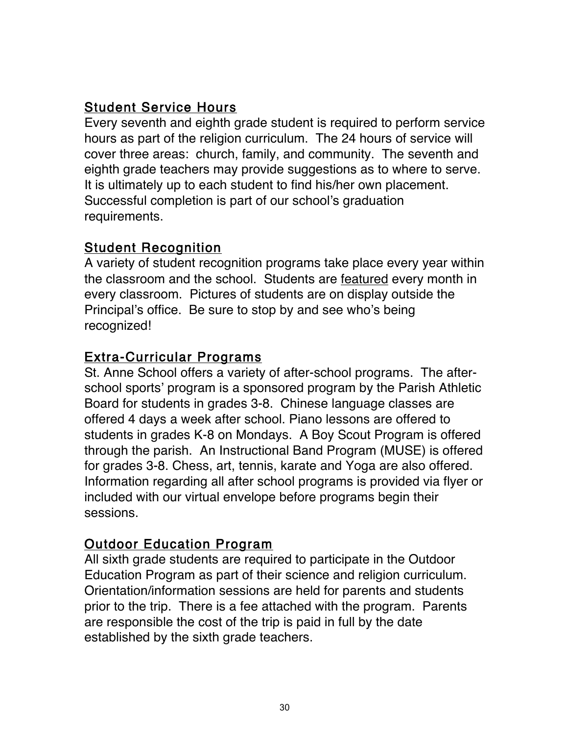## Student Service Hours

Every seventh and eighth grade student is required to perform service hours as part of the religion curriculum. The 24 hours of service will cover three areas: church, family, and community. The seventh and eighth grade teachers may provide suggestions as to where to serve. It is ultimately up to each student to find his/her own placement. Successful completion is part of our school's graduation requirements.

## Student Recognition

A variety of student recognition programs take place every year within the classroom and the school. Students are featured every month in every classroom. Pictures of students are on display outside the Principal's office. Be sure to stop by and see who's being recognized!

## Extra-Curricular Programs

St. Anne School offers a variety of after-school programs. The after-school sports' program is a sponsored program by the Parish Athletic Board for students in grades 3-8. Chinese language classes are offered 4 days a week after school. Piano lessons are offered to students in grades K-8 on Mondays. A Boy Scout Program is offered through the parish. An Instructional Band Program (MUSE) is offered for grades 3-8. Chess, art, tennis, karate and Yoga are also offered. Information regarding all after school programs is provided via flyer or included with our virtual envelope before programs begin their sessions.

## Outdoor Education Program

All sixth grade students are required to participate in the Outdoor Education Program as part of their science and religion curriculum. Orientation/information sessions are held for parents and students prior to the trip. There is a fee attached with the program. Parents are responsible the cost of the trip is paid in full by the date established by the sixth grade teachers.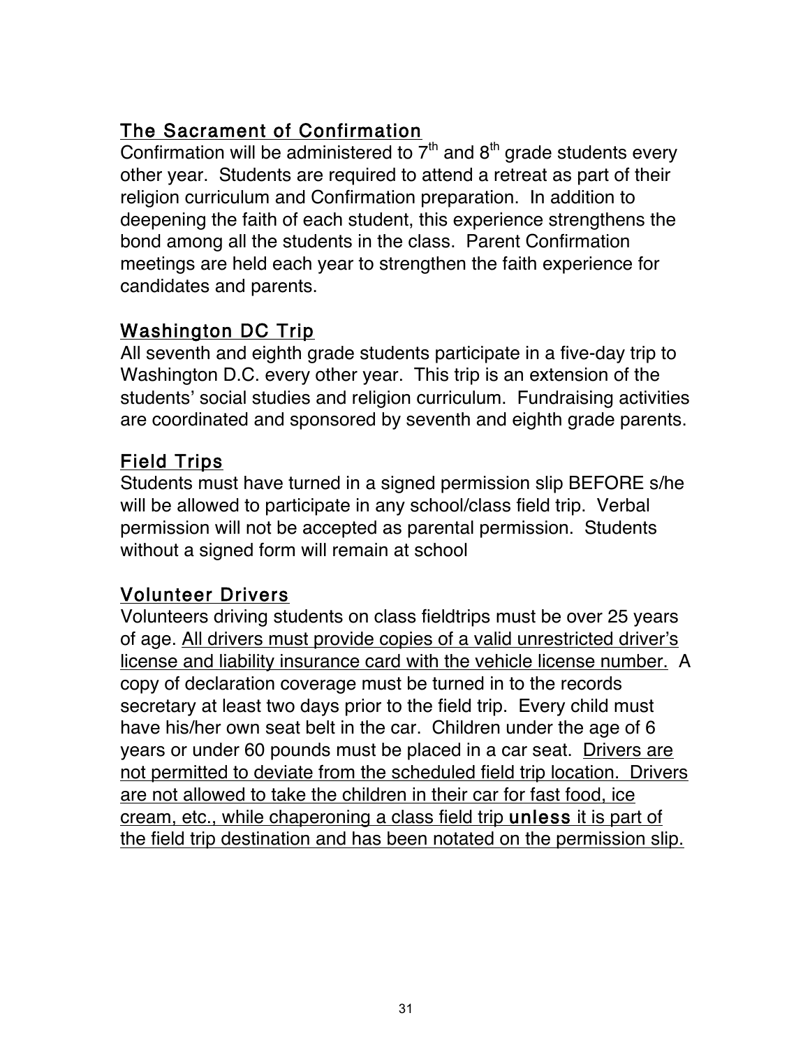## The Sacrament of Confirmation

Confirmation will be administered to 7th and 8th grade students every other year. Students are required to attend a retreat as part of their religion curriculum and Confirmation preparation. In addition to deepening the faith of each student, this experience strengthens the bond among all the students in the class. Parent Confirmation meetings are held each year to strengthen the faith experience for candidates and parents.

## Washington DC Trip

All seventh and eighth grade students participate in a five-day trip to Washington D.C. every other year. This trip is an extension of the students' social studies and religion curriculum. Fundraising activities are coordinated and sponsored by seventh and eighth grade parents.

## Field Trips

Students must have turned in a signed permission slip BEFORE s/he will be allowed to participate in any school/class field trip. Verbal permission will not be accepted as parental permission. Students without a signed form will remain at school

## Volunteer Drivers

Volunteers driving students on class fieldtrips must be over 25 years of age. <u>All drivers must provide copies of a valid unrestricted driver's license and liability insurance card with the vehicle license number.</u> A copy of declaration coverage must be turned in to the records secretary at least two days prior to the field trip. Every child must have his/her own seat belt in the car. Children under the age of 6 years or under 60 pounds must be placed in a car seat. <u>Drivers are not permitted to deviate from the scheduled field trip location. Drivers are not allowed to take the children in their car for fast food, ice cream, etc., while chaperoning a class field trip **unless** it is part of the field trip destination and has been notated on the permission slip.</u>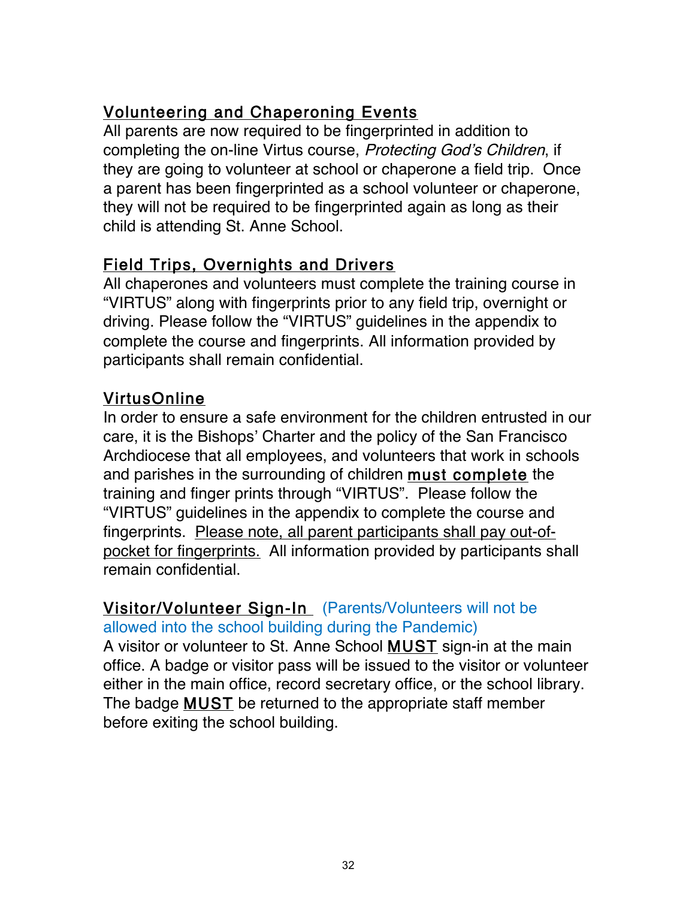## Volunteering and Chaperoning Events

All parents are now required to be fingerprinted in addition to completing the on-line Virtus course, *Protecting God's Children*, if they are going to volunteer at school or chaperone a field trip. Once a parent has been fingerprinted as a school volunteer or chaperone, they will not be required to be fingerprinted again as long as their child is attending St. Anne School.

## Field Trips, Overnights and Drivers

All chaperones and volunteers must complete the training course in "VIRTUS" along with fingerprints prior to any field trip, overnight or driving. Please follow the "VIRTUS" guidelines in the appendix to complete the course and fingerprints. All information provided by participants shall remain confidential.

## VirtusOnline

In order to ensure a safe environment for the children entrusted in our care, it is the Bishops' Charter and the policy of the San Francisco Archdiocese that all employees, and volunteers that work in schools and parishes in the surrounding of children <u>must complete</u> the training and finger prints through "VIRTUS". Please follow the "VIRTUS" guidelines in the appendix to complete the course and fingerprints. <u>Please note, all parent participants shall pay out-of-pocket for fingerprints.</u> All information provided by participants shall remain confidential.

## Visitor/Volunteer Sign-In (Parents/Volunteers will not be allowed into the school building during the Pandemic)

A visitor or volunteer to St. Anne School <u>MUST</u> sign-in at the main office. A badge or visitor pass will be issued to the visitor or volunteer either in the main office, record secretary office, or the school library. The badge <u>MUST</u> be returned to the appropriate staff member before exiting the school building.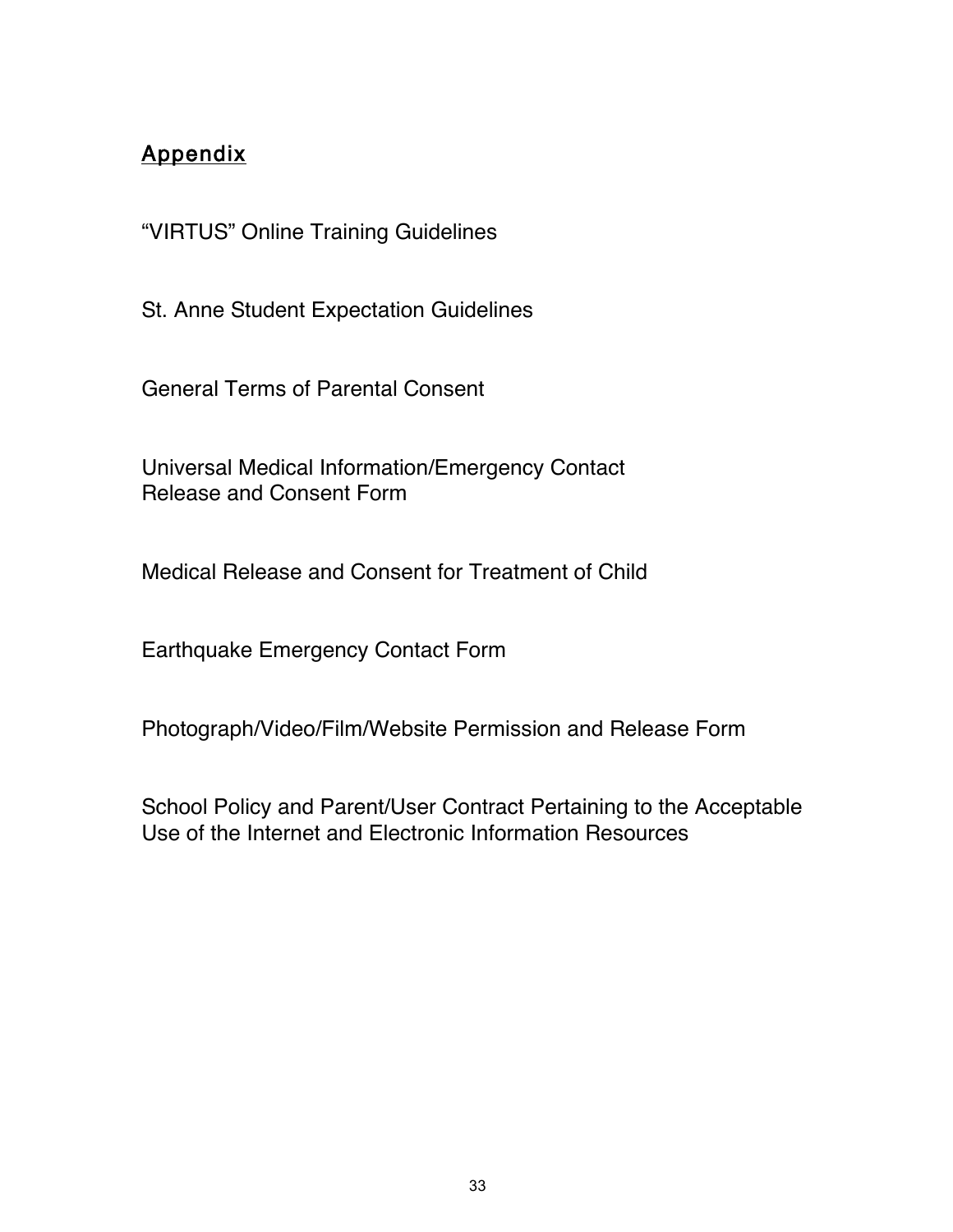## Appendix

"VIRTUS" Online Training Guidelines

St. Anne Student Expectation Guidelines

General Terms of Parental Consent

Universal Medical Information/Emergency Contact
Release and Consent Form

Medical Release and Consent for Treatment of Child

Earthquake Emergency Contact Form

Photograph/Video/Film/Website Permission and Release Form

School Policy and Parent/User Contract Pertaining to the Acceptable
Use of the Internet and Electronic Information Resources